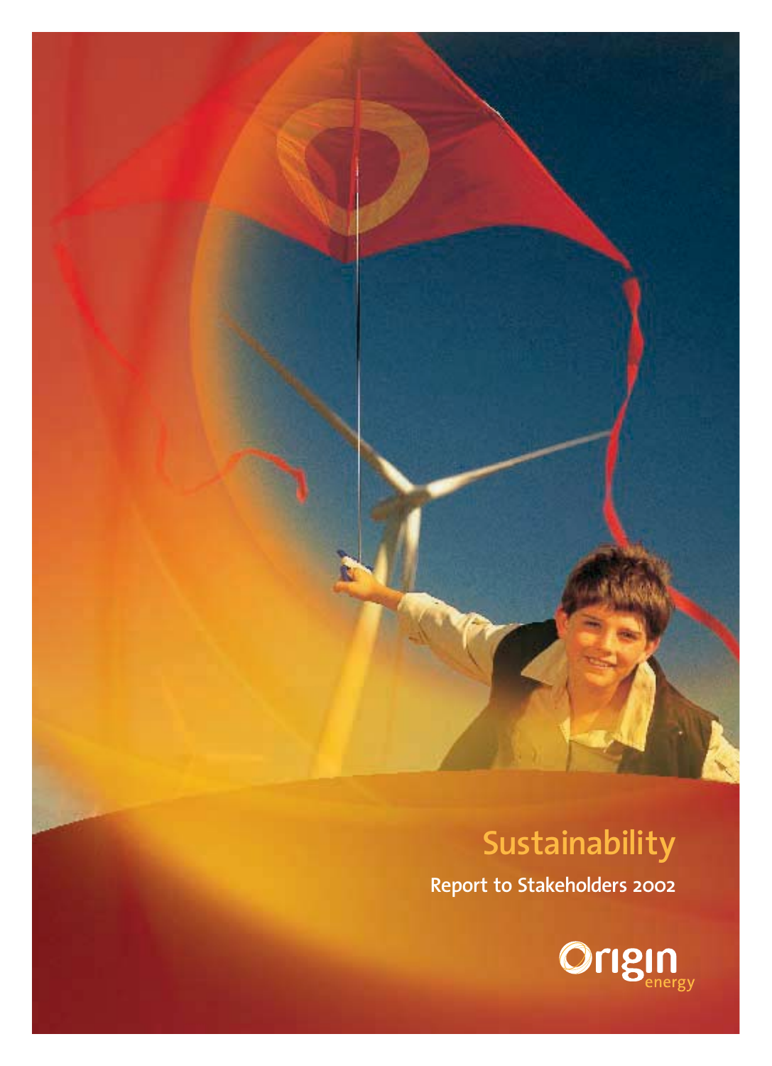# Sustainability

## Report to Stakeholders 2002

Origin energy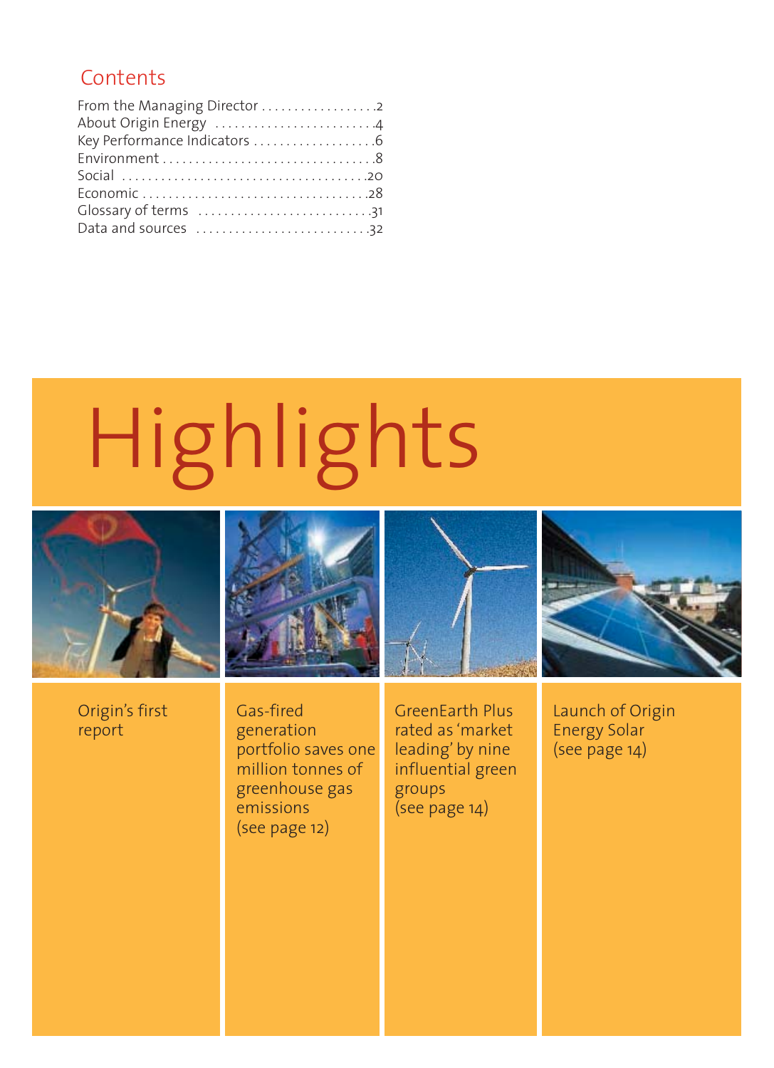## Contents

From the Managing Director . . . . . . . . . . . . . . . . . .2
About Origin Energy . . . . . . . . . . . . . . . . . . . . . . . . .4
Key Performance Indicators . . . . . . . . . . . . . . . . . .6
Environment . . . . . . . . . . . . . . . . . . . . . . . . . . . . . . . .8
Social . . . . . . . . . . . . . . . . . . . . . . . . . . . . . . . . . . . . .20
Economic . . . . . . . . . . . . . . . . . . . . . . . . . . . . . . . . .28
Glossary of terms . . . . . . . . . . . . . . . . . . . . . . . . . .31
Data and sources . . . . . . . . . . . . . . . . . . . . . . . . . .32

# Highlights

Origin's first report

Gas-fired generation portfolio saves one million tonnes of greenhouse gas emissions (see page 12)

GreenEarth Plus rated as 'market leading' by nine influential green groups (see page 14)

Launch of Origin Energy Solar (see page 14)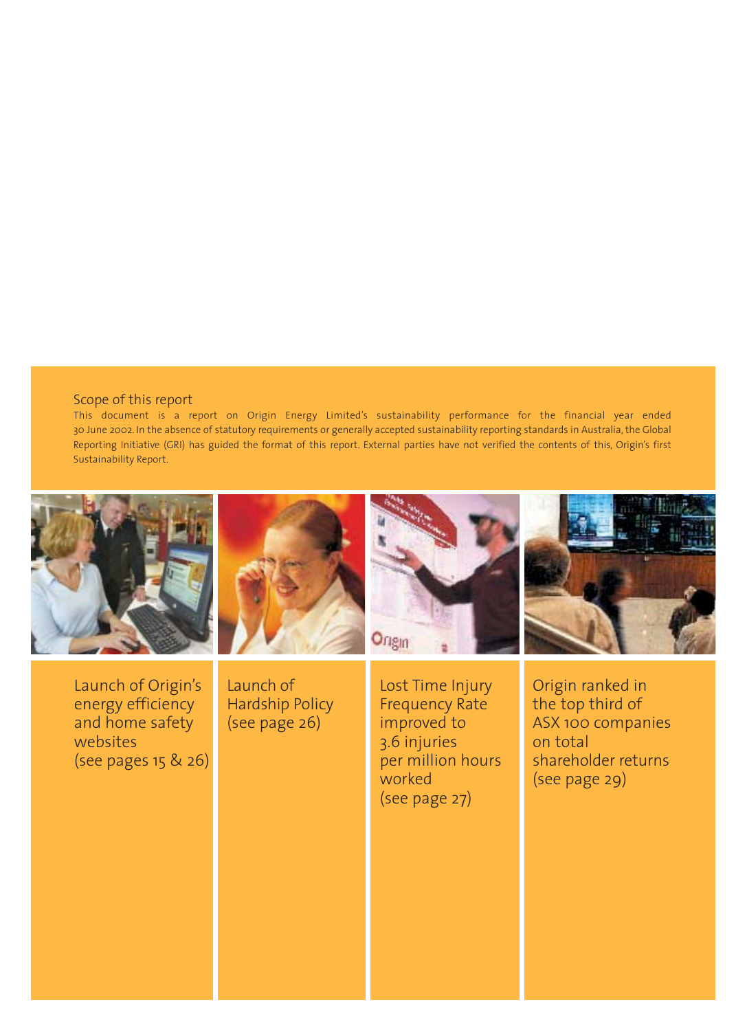## Scope of this report

This document is a report on Origin Energy Limited's sustainability performance for the financial year ended 30 June 2002. In the absence of statutory requirements or generally accepted sustainability reporting standards in Australia, the Global Reporting Initiative (GRI) has guided the format of this report. External parties have not verified the contents of this, Origin's first Sustainability Report.

Launch of Origin's energy efficiency and home safety websites (see pages 15 & 26)

Launch of Hardship Policy (see page 26)

Lost Time Injury Frequency Rate improved to 3.6 injuries per million hours worked (see page 27)

Origin ranked in the top third of ASX 100 companies on total shareholder returns (see page 29)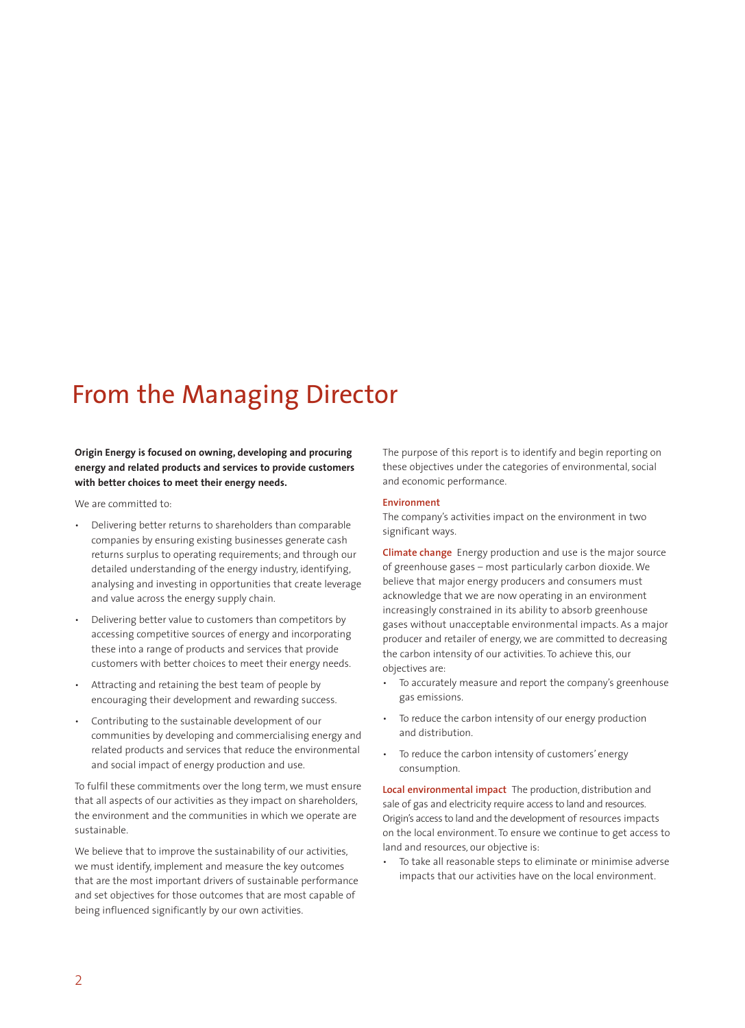# From the Managing Director

**Origin Energy is focused on owning, developing and procuring energy and related products and services to provide customers with better choices to meet their energy needs.**

We are committed to:

- Delivering better returns to shareholders than comparable companies by ensuring existing businesses generate cash returns surplus to operating requirements; and through our detailed understanding of the energy industry, identifying, analysing and investing in opportunities that create leverage and value across the energy supply chain.
- Delivering better value to customers than competitors by accessing competitive sources of energy and incorporating these into a range of products and services that provide customers with better choices to meet their energy needs.
- Attracting and retaining the best team of people by encouraging their development and rewarding success.
- Contributing to the sustainable development of our communities by developing and commercialising energy and related products and services that reduce the environmental and social impact of energy production and use.

To fulfil these commitments over the long term, we must ensure that all aspects of our activities as they impact on shareholders, the environment and the communities in which we operate are sustainable.

We believe that to improve the sustainability of our activities, we must identify, implement and measure the key outcomes that are the most important drivers of sustainable performance and set objectives for those outcomes that are most capable of being influenced significantly by our own activities.

The purpose of this report is to identify and begin reporting on these objectives under the categories of environmental, social and economic performance.

## Environment

The company's activities impact on the environment in two significant ways.

**Climate change** Energy production and use is the major source of greenhouse gases – most particularly carbon dioxide. We believe that major energy producers and consumers must acknowledge that we are now operating in an environment increasingly constrained in its ability to absorb greenhouse gases without unacceptable environmental impacts. As a major producer and retailer of energy, we are committed to decreasing the carbon intensity of our activities. To achieve this, our objectives are:

- To accurately measure and report the company's greenhouse gas emissions.
- To reduce the carbon intensity of our energy production and distribution.
- To reduce the carbon intensity of customers' energy consumption.

**Local environmental impact** The production, distribution and sale of gas and electricity require access to land and resources. Origin's access to land and the development of resources impacts on the local environment. To ensure we continue to get access to land and resources, our objective is:

- To take all reasonable steps to eliminate or minimise adverse impacts that our activities have on the local environment.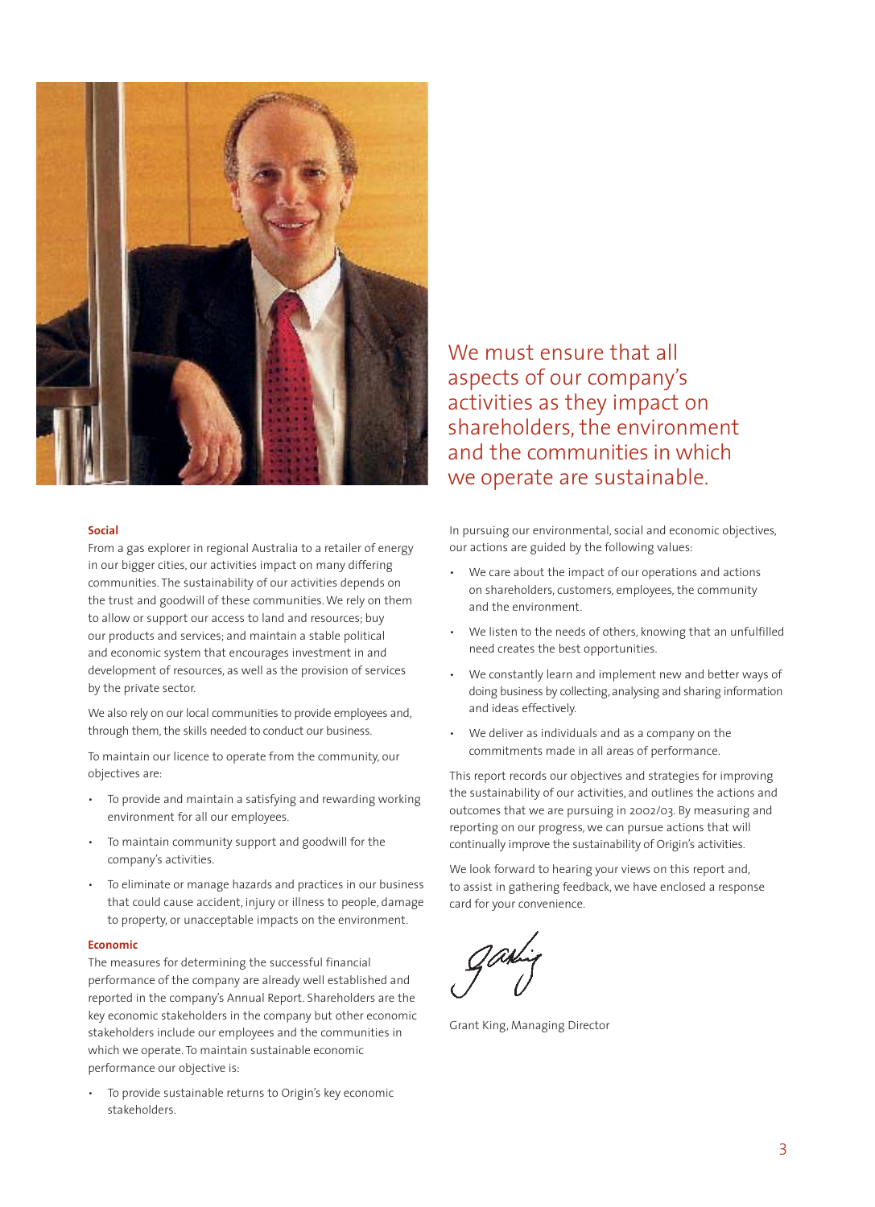We must ensure that all aspects of our company's activities as they impact on shareholders, the environment and the communities in which we operate are sustainable.

**Social**

From a gas explorer in regional Australia to a retailer of energy in our bigger cities, our activities impact on many differing communities. The sustainability of our activities depends on the trust and goodwill of these communities. We rely on them to allow or support our access to land and resources; buy our products and services; and maintain a stable political and economic system that encourages investment in and development of resources, as well as the provision of services by the private sector.

We also rely on our local communities to provide employees and, through them, the skills needed to conduct our business.

To maintain our licence to operate from the community, our objectives are:

- To provide and maintain a satisfying and rewarding working environment for all our employees.
- To maintain community support and goodwill for the company's activities.
- To eliminate or manage hazards and practices in our business that could cause accident, injury or illness to people, damage to property, or unacceptable impacts on the environment.

**Economic**

The measures for determining the successful financial performance of the company are already well established and reported in the company's Annual Report. Shareholders are the key economic stakeholders in the company but other economic stakeholders include our employees and the communities in which we operate. To maintain sustainable economic performance our objective is:

- To provide sustainable returns to Origin's key economic stakeholders.

In pursuing our environmental, social and economic objectives, our actions are guided by the following values:

- We care about the impact of our operations and actions on shareholders, customers, employees, the community and the environment.
- We listen to the needs of others, knowing that an unfulfilled need creates the best opportunities.
- We constantly learn and implement new and better ways of doing business by collecting, analysing and sharing information and ideas effectively.
- We deliver as individuals and as a company on the commitments made in all areas of performance.

This report records our objectives and strategies for improving the sustainability of our activities, and outlines the actions and outcomes that we are pursuing in 2002/03. By measuring and reporting on our progress, we can pursue actions that will continually improve the sustainability of Origin's activities.

We look forward to hearing your views on this report and, to assist in gathering feedback, we have enclosed a response card for your convenience.

Grant King, Managing Director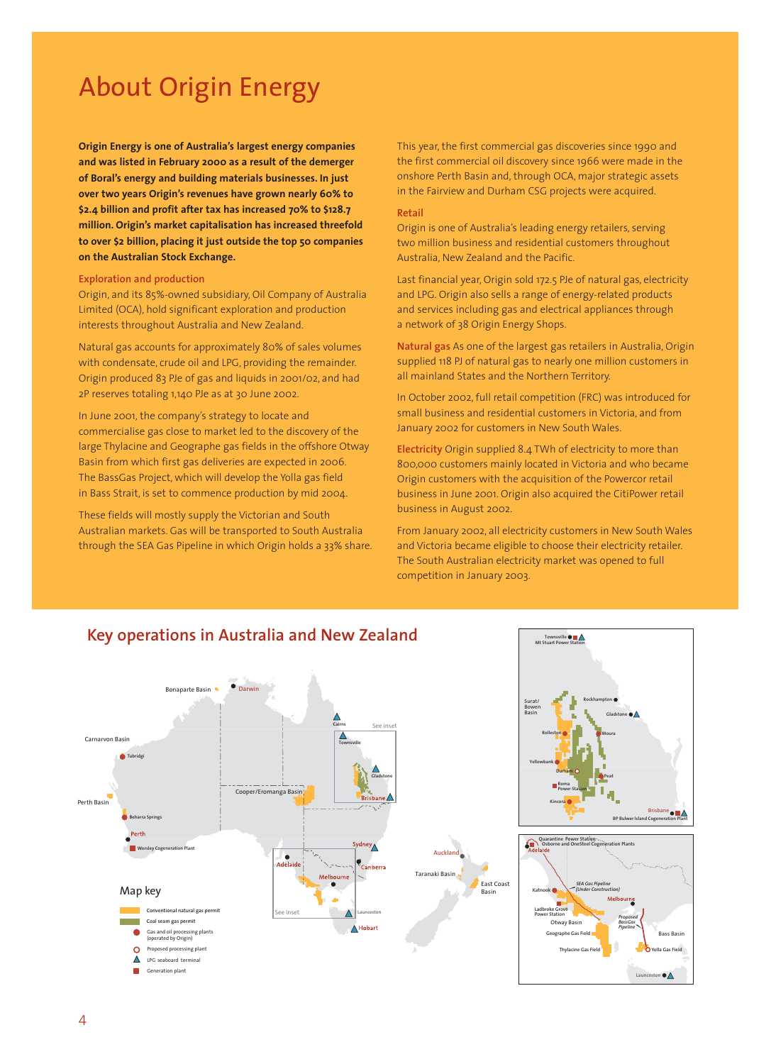# About Origin Energy

**Origin Energy is one of Australia's largest energy companies and was listed in February 2000 as a result of the demerger of Boral's energy and building materials businesses. In just over two years Origin's revenues have grown nearly 60% to $2.4 billion and profit after tax has increased 70% to $128.7 million. Origin's market capitalisation has increased threefold to over $2 billion, placing it just outside the top 50 companies on the Australian Stock Exchange.**

### Exploration and production

Origin, and its 85%-owned subsidiary, Oil Company of Australia Limited (OCA), hold significant exploration and production interests throughout Australia and New Zealand.

Natural gas accounts for approximately 80% of sales volumes with condensate, crude oil and LPG, providing the remainder. Origin produced 83 PJe of gas and liquids in 2001/02, and had 2P reserves totaling 1,140 PJe as at 30 June 2002.

In June 2001, the company's strategy to locate and commercialise gas close to market led to the discovery of the large Thylacine and Geographe gas fields in the offshore Otway Basin from which first gas deliveries are expected in 2006. The BassGas Project, which will develop the Yolla gas field in Bass Strait, is set to commence production by mid 2004.

These fields will mostly supply the Victorian and South Australian markets. Gas will be transported to South Australia through the SEA Gas Pipeline in which Origin holds a 33% share.

This year, the first commercial gas discoveries since 1990 and the first commercial oil discovery since 1966 were made in the onshore Perth Basin and, through OCA, major strategic assets in the Fairview and Durham CSG projects were acquired.

### Retail

Origin is one of Australia's leading energy retailers, serving two million business and residential customers throughout Australia, New Zealand and the Pacific.

Last financial year, Origin sold 172.5 PJe of natural gas, electricity and LPG. Origin also sells a range of energy-related products and services including gas and electrical appliances through a network of 38 Origin Energy Shops.

**Natural gas** As one of the largest gas retailers in Australia, Origin supplied 118 PJ of natural gas to nearly one million customers in all mainland States and the Northern Territory.

In October 2002, full retail competition (FRC) was introduced for small business and residential customers in Victoria, and from January 2002 for customers in New South Wales.

**Electricity** Origin supplied 8.4 TWh of electricity to more than 800,000 customers mainly located in Victoria and who became Origin customers with the acquisition of the Powercor retail business in June 2001. Origin also acquired the CitiPower retail business in August 2002.

From January 2002, all electricity customers in New South Wales and Victoria became eligible to choose their electricity retailer. The South Australian electricity market was opened to full competition in January 2003.

## Key operations in Australia and New Zealand

Bonaparte Basin
Darwin
Carnarvon Basin
Tubridgi
Cairns
Townsville
See inset
Gladstone
Brisbane
Cooper/Eromanga Basin
Perth Basin
Beharra Springs
Perth
Worsley Cogeneration Plant
Sydney
Canberra
Adelaide
Melbourne
See inset
Launceston
Hobart
Auckland
Taranaki Basin
East Coast Basin

Map key
Conventional natural gas permit
Coal seam gas permit
Gas and oil processing plants (operated by Origin)
Proposed processing plant
LPG seaboard terminal
Generation plant

Townsville
Mt Stuart Power Station
Surat/ Bowen Basin
Rockhampton
Gladstone
Rolleston
Moura
Yellowbank
Durham
Peat
Roma Power Station
Kincora
Brisbane
BP Bulwer Island Cogeneration Plant

Quarantine Power Station
Osborne and OneSteel Cogeneration Plants
Adelaide
Katnook
SEA Gas Pipeline (Under Construction)
Melbourne
Ladbroke Grove Power Station
Otway Basin
Proposed BassGas Pipeline
Geographe Gas Field
Bass Basin
Thylacine Gas Field
Yolla Gas Field
Launceston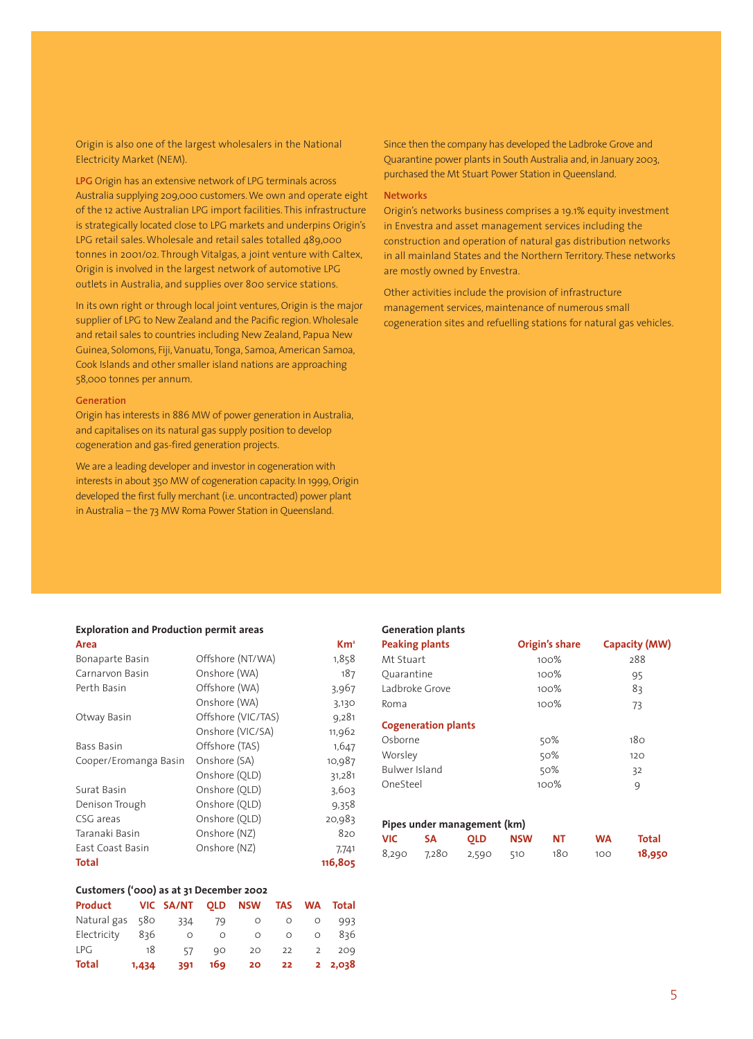Origin is also one of the largest wholesalers in the National Electricity Market (NEM).

**LPG** Origin has an extensive network of LPG terminals across Australia supplying 209,000 customers. We own and operate eight of the 12 active Australian LPG import facilities. This infrastructure is strategically located close to LPG markets and underpins Origin's LPG retail sales. Wholesale and retail sales totalled 489,000 tonnes in 2001/02. Through Vitalgas, a joint venture with Caltex, Origin is involved in the largest network of automotive LPG outlets in Australia, and supplies over 800 service stations.

In its own right or through local joint ventures, Origin is the major supplier of LPG to New Zealand and the Pacific region. Wholesale and retail sales to countries including New Zealand, Papua New Guinea, Solomons, Fiji, Vanuatu, Tonga, Samoa, American Samoa, Cook Islands and other smaller island nations are approaching 58,000 tonnes per annum.

### Generation

Origin has interests in 886 MW of power generation in Australia, and capitalises on its natural gas supply position to develop cogeneration and gas-fired generation projects.

We are a leading developer and investor in cogeneration with interests in about 350 MW of cogeneration capacity. In 1999, Origin developed the first fully merchant (i.e. uncontracted) power plant in Australia – the 73 MW Roma Power Station in Queensland.

Since then the company has developed the Ladbroke Grove and Quarantine power plants in South Australia and, in January 2003, purchased the Mt Stuart Power Station in Queensland.

### Networks

Origin's networks business comprises a 19.1% equity investment in Envestra and asset management services including the construction and operation of natural gas distribution networks in all mainland States and the Northern Territory. These networks are mostly owned by Envestra.

Other activities include the provision of infrastructure management services, maintenance of numerous small cogeneration sites and refuelling stations for natural gas vehicles.

**Exploration and Production permit areas**

| Area | | Km² |
|---|---|---|
| Bonaparte Basin | Offshore (NT/WA) | 1,858 |
| Carnarvon Basin | Onshore (WA) | 187 |
| Perth Basin | Offshore (WA) | 3,967 |
| | Onshore (WA) | 3,130 |
| Otway Basin | Offshore (VIC/TAS) | 9,281 |
| | Onshore (VIC/SA) | 11,962 |
| Bass Basin | Offshore (TAS) | 1,647 |
| Cooper/Eromanga Basin | Onshore (SA) | 10,987 |
| | Onshore (QLD) | 31,281 |
| Surat Basin | Onshore (QLD) | 3,603 |
| Denison Trough | Onshore (QLD) | 9,358 |
| CSG areas | Onshore (QLD) | 20,983 |
| Taranaki Basin | Onshore (NZ) | 820 |
| East Coast Basin | Onshore (NZ) | 7,741 |
| **Total** | | **116,805** |

**Customers ('000) as at 31 December 2002**

| Product | VIC | SA/NT | QLD | NSW | TAS | WA | Total |
|---|---|---|---|---|---|---|---|
| Natural gas | 580 | 334 | 79 | 0 | 0 | 0 | 993 |
| Electricity | 836 | 0 | 0 | 0 | 0 | 0 | 836 |
| LPG | 18 | 57 | 90 | 20 | 22 | 2 | 209 |
| **Total** | **1,434** | **391** | **169** | **20** | **22** | **2** | **2,038** |

**Generation plants**

| Peaking plants | Origin's share | Capacity (MW) |
|---|---|---|
| Mt Stuart | 100% | 288 |
| Quarantine | 100% | 95 |
| Ladbroke Grove | 100% | 83 |
| Roma | 100% | 73 |
| **Cogeneration plants** | | |
| Osborne | 50% | 180 |
| Worsley | 50% | 120 |
| Bulwer Island | 50% | 32 |
| OneSteel | 100% | 9 |

**Pipes under management (km)**

| VIC | SA | QLD | NSW | NT | WA | Total |
|---|---|---|---|---|---|---|
| 8,290 | 7,280 | 2,590 | 510 | 180 | 100 | **18,950** |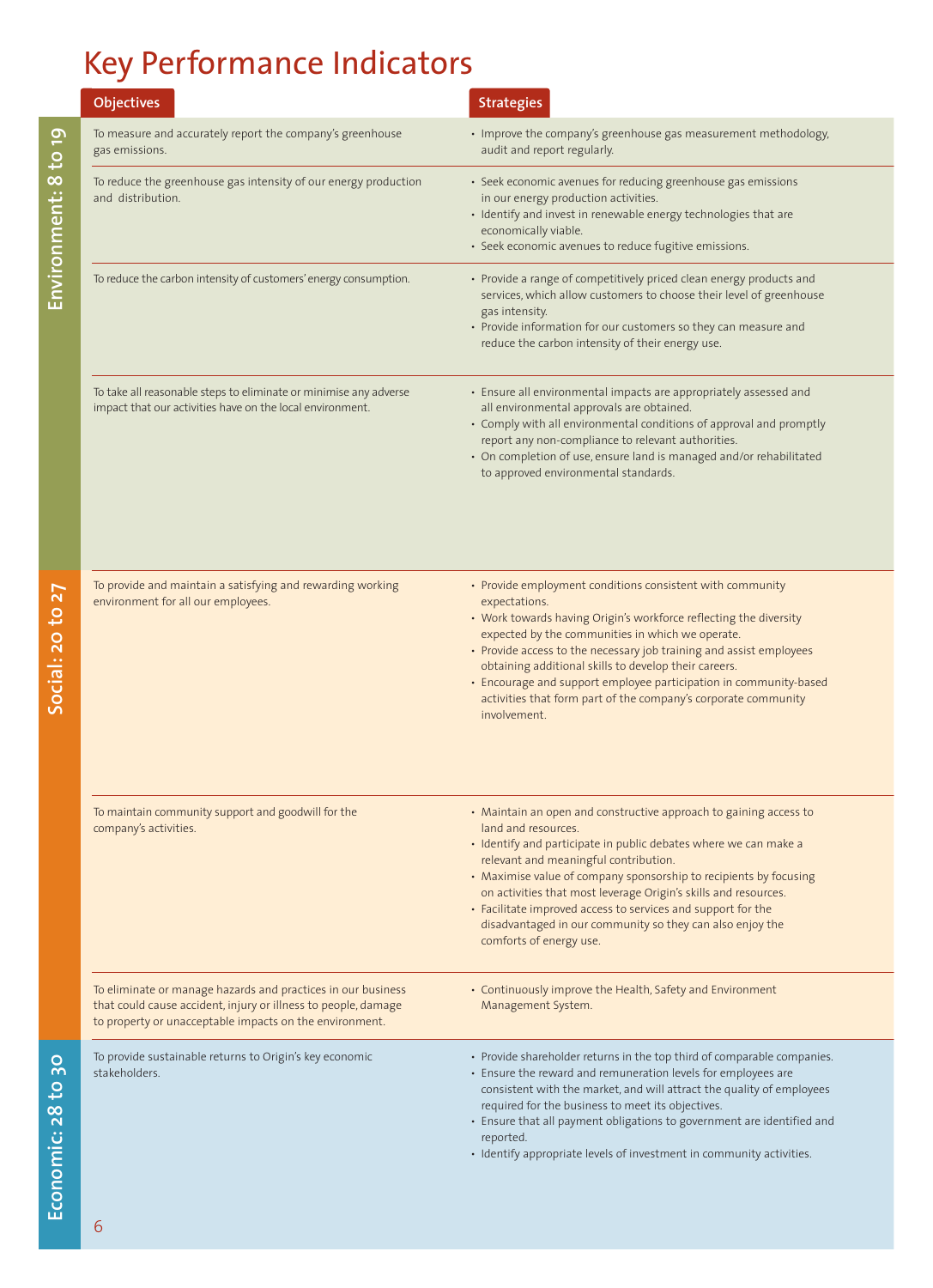# Key Performance Indicators

| | Objectives | Strategies |
|---|---|---|
| Environment: 8 to 19 | To measure and accurately report the company's greenhouse gas emissions. | • Improve the company's greenhouse gas measurement methodology, audit and report regularly. |
| | To reduce the greenhouse gas intensity of our energy production and distribution. | • Seek economic avenues for reducing greenhouse gas emissions in our energy production activities.<br>• Identify and invest in renewable energy technologies that are economically viable.<br>• Seek economic avenues to reduce fugitive emissions. |
| | To reduce the carbon intensity of customers' energy consumption. | • Provide a range of competitively priced clean energy products and services, which allow customers to choose their level of greenhouse gas intensity.<br>• Provide information for our customers so they can measure and reduce the carbon intensity of their energy use. |
| | To take all reasonable steps to eliminate or minimise any adverse impact that our activities have on the local environment. | • Ensure all environmental impacts are appropriately assessed and all environmental approvals are obtained.<br>• Comply with all environmental conditions of approval and promptly report any non-compliance to relevant authorities.<br>• On completion of use, ensure land is managed and/or rehabilitated to approved environmental standards. |
| Social: 20 to 27 | To provide and maintain a satisfying and rewarding working environment for all our employees. | • Provide employment conditions consistent with community expectations.<br>• Work towards having Origin's workforce reflecting the diversity expected by the communities in which we operate.<br>• Provide access to the necessary job training and assist employees obtaining additional skills to develop their careers.<br>• Encourage and support employee participation in community-based activities that form part of the company's corporate community involvement. |
| | To maintain community support and goodwill for the company's activities. | • Maintain an open and constructive approach to gaining access to land and resources.<br>• Identify and participate in public debates where we can make a relevant and meaningful contribution.<br>• Maximise value of company sponsorship to recipients by focusing on activities that most leverage Origin's skills and resources.<br>• Facilitate improved access to services and support for the disadvantaged in our community so they can also enjoy the comforts of energy use. |
| | To eliminate or manage hazards and practices in our business that could cause accident, injury or illness to people, damage to property or unacceptable impacts on the environment. | • Continuously improve the Health, Safety and Environment Management System. |
| Economic: 28 to 30 | To provide sustainable returns to Origin's key economic stakeholders. | • Provide shareholder returns in the top third of comparable companies.<br>• Ensure the reward and remuneration levels for employees are consistent with the market, and will attract the quality of employees required for the business to meet its objectives.<br>• Ensure that all payment obligations to government are identified and reported.<br>• Identify appropriate levels of investment in community activities. |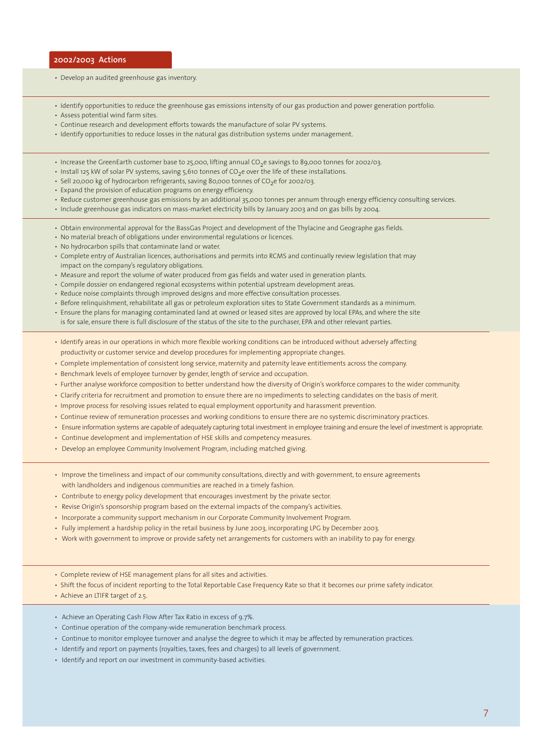## 2002/2003 Actions

- Develop an audited greenhouse gas inventory.

---

- Identify opportunities to reduce the greenhouse gas emissions intensity of our gas production and power generation portfolio.
- Assess potential wind farm sites.
- Continue research and development efforts towards the manufacture of solar PV systems.
- Identify opportunities to reduce losses in the natural gas distribution systems under management.

---

- Increase the GreenEarth customer base to 25,000, lifting annual $CO_2e$ savings to 89,000 tonnes for 2002/03.
- Install 125 kW of solar PV systems, saving 5,610 tonnes of $CO_2e$ over the life of these installations.
- Sell 20,000 kg of hydrocarbon refrigerants, saving 80,000 tonnes of $CO_2e$ for 2002/03.
- Expand the provision of education programs on energy efficiency.
- Reduce customer greenhouse gas emissions by an additional 35,000 tonnes per annum through energy efficiency consulting services.
- Include greenhouse gas indicators on mass-market electricity bills by January 2003 and on gas bills by 2004.

---

- Obtain environmental approval for the BassGas Project and development of the Thylacine and Geographe gas fields.
- No material breach of obligations under environmental regulations or licences.
- No hydrocarbon spills that contaminate land or water.
- Complete entry of Australian licences, authorisations and permits into RCMS and continually review legislation that may impact on the company's regulatory obligations.
- Measure and report the volume of water produced from gas fields and water used in generation plants.
- Compile dossier on endangered regional ecosystems within potential upstream development areas.
- Reduce noise complaints through improved designs and more effective consultation processes.
- Before relinquishment, rehabilitate all gas or petroleum exploration sites to State Government standards as a minimum.
- Ensure the plans for managing contaminated land at owned or leased sites are approved by local EPAs, and where the site is for sale, ensure there is full disclosure of the status of the site to the purchaser, EPA and other relevant parties.

---

- Identify areas in our operations in which more flexible working conditions can be introduced without adversely affecting productivity or customer service and develop procedures for implementing appropriate changes.
- Complete implementation of consistent long service, maternity and paternity leave entitlements across the company.
- Benchmark levels of employee turnover by gender, length of service and occupation.
- Further analyse workforce composition to better understand how the diversity of Origin's workforce compares to the wider community.
- Clarify criteria for recruitment and promotion to ensure there are no impediments to selecting candidates on the basis of merit.
- Improve process for resolving issues related to equal employment opportunity and harassment prevention.
- Continue review of remuneration processes and working conditions to ensure there are no systemic discriminatory practices.
- Ensure information systems are capable of adequately capturing total investment in employee training and ensure the level of investment is appropriate.
- Continue development and implementation of HSE skills and competency measures.
- Develop an employee Community Involvement Program, including matched giving.

---

- Improve the timeliness and impact of our community consultations, directly and with government, to ensure agreements with landholders and indigenous communities are reached in a timely fashion.
- Contribute to energy policy development that encourages investment by the private sector.
- Revise Origin's sponsorship program based on the external impacts of the company's activities.
- Incorporate a community support mechanism in our Corporate Community Involvement Program.
- Fully implement a hardship policy in the retail business by June 2003, incorporating LPG by December 2003.
- Work with government to improve or provide safety net arrangements for customers with an inability to pay for energy.

---

- Complete review of HSE management plans for all sites and activities.
- Shift the focus of incident reporting to the Total Reportable Case Frequency Rate so that it becomes our prime safety indicator.
- Achieve an LTIFR target of 2.5.

---

- Achieve an Operating Cash Flow After Tax Ratio in excess of 9.7%.
- Continue operation of the company-wide remuneration benchmark process.
- Continue to monitor employee turnover and analyse the degree to which it may be affected by remuneration practices.
- Identify and report on payments (royalties, taxes, fees and charges) to all levels of government.
- Identify and report on our investment in community-based activities.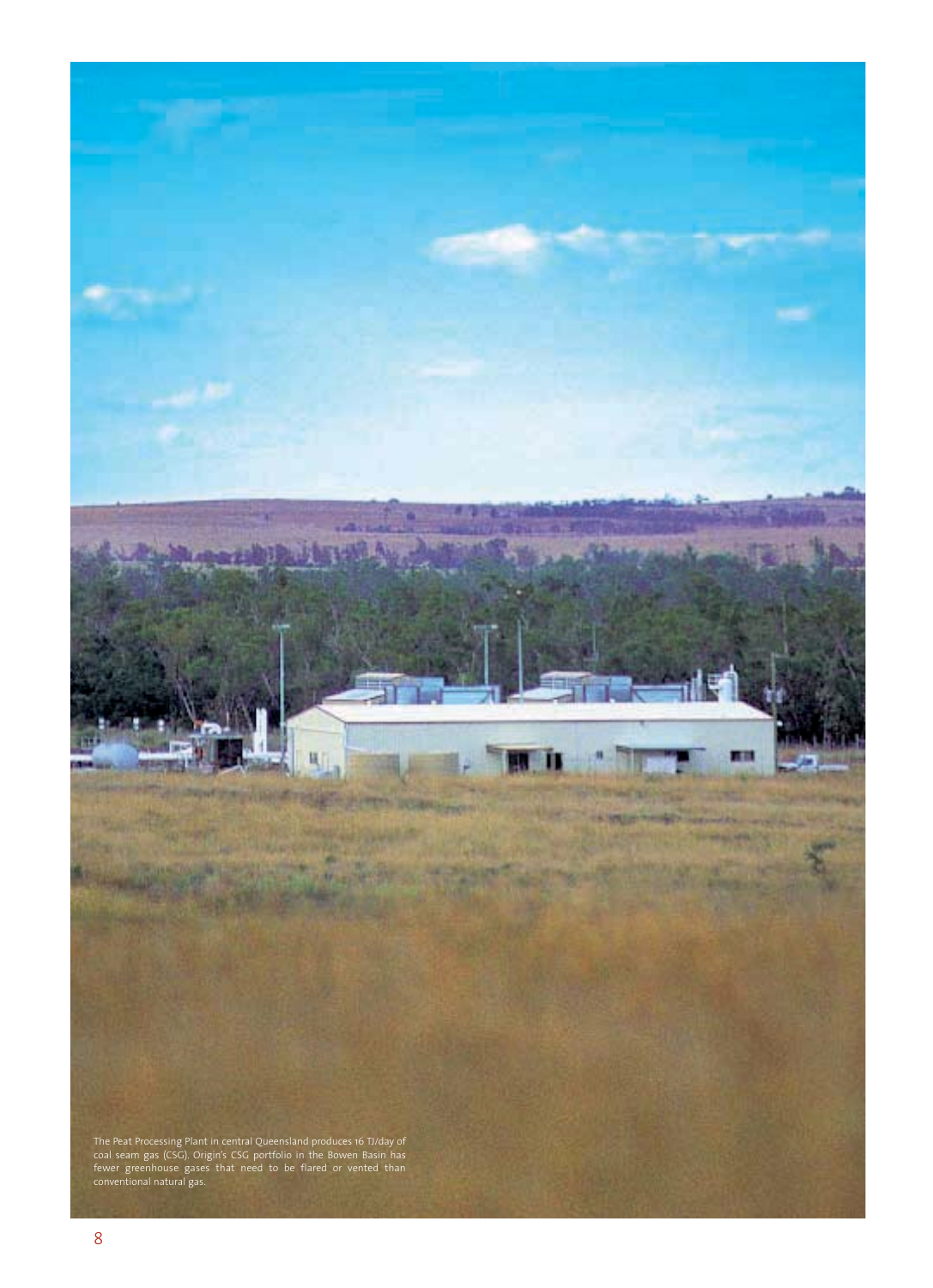The Peat Processing Plant in central Queensland produces 16 TJ/day of coal seam gas (CSG). Origin's CSG portfolio in the Bowen Basin has fewer greenhouse gases that need to be flared or vented than conventional natural gas.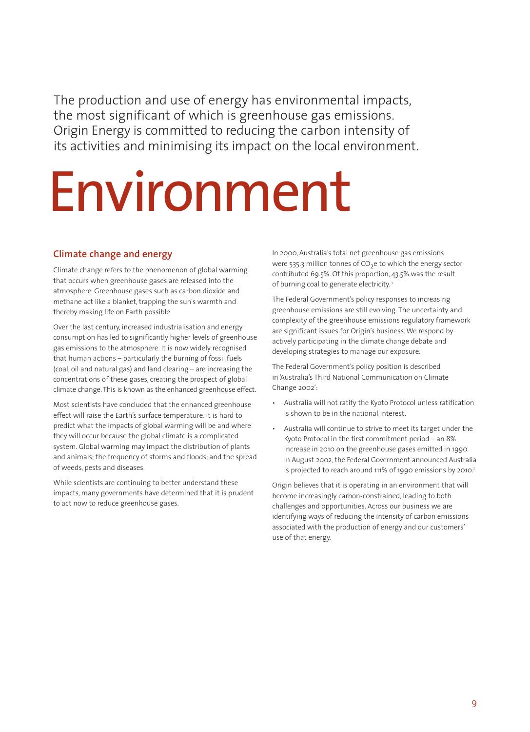The production and use of energy has environmental impacts, the most significant of which is greenhouse gas emissions. Origin Energy is committed to reducing the carbon intensity of its activities and minimising its impact on the local environment.

# Environment

## Climate change and energy

Climate change refers to the phenomenon of global warming that occurs when greenhouse gases are released into the atmosphere. Greenhouse gases such as carbon dioxide and methane act like a blanket, trapping the sun's warmth and thereby making life on Earth possible.

Over the last century, increased industrialisation and energy consumption has led to significantly higher levels of greenhouse gas emissions to the atmosphere. It is now widely recognised that human actions – particularly the burning of fossil fuels (coal, oil and natural gas) and land clearing – are increasing the concentrations of these gases, creating the prospect of global climate change. This is known as the enhanced greenhouse effect.

Most scientists have concluded that the enhanced greenhouse effect will raise the Earth's surface temperature. It is hard to predict what the impacts of global warming will be and where they will occur because the global climate is a complicated system. Global warming may impact the distribution of plants and animals; the frequency of storms and floods; and the spread of weeds, pests and diseases.

While scientists are continuing to better understand these impacts, many governments have determined that it is prudent to act now to reduce greenhouse gases.

In 2000, Australia's total net greenhouse gas emissions were 535.3 million tonnes of $CO_2e$ to which the energy sector contributed 69.5%. Of this proportion, 43.5% was the result of burning coal to generate electricity.[1]

The Federal Government's policy responses to increasing greenhouse emissions are still evolving. The uncertainty and complexity of the greenhouse emissions regulatory framework are significant issues for Origin's business. We respond by actively participating in the climate change debate and developing strategies to manage our exposure.

The Federal Government's policy position is described in 'Australia's Third National Communication on Climate Change 2002':

- Australia will not ratify the Kyoto Protocol unless ratification is shown to be in the national interest.
- Australia will continue to strive to meet its target under the Kyoto Protocol in the first commitment period – an 8% increase in 2010 on the greenhouse gases emitted in 1990. In August 2002, the Federal Government announced Australia is projected to reach around 111% of 1990 emissions by 2010.[2]

Origin believes that it is operating in an environment that will become increasingly carbon-constrained, leading to both challenges and opportunities. Across our business we are identifying ways of reducing the intensity of carbon emissions associated with the production of energy and our customers' use of that energy.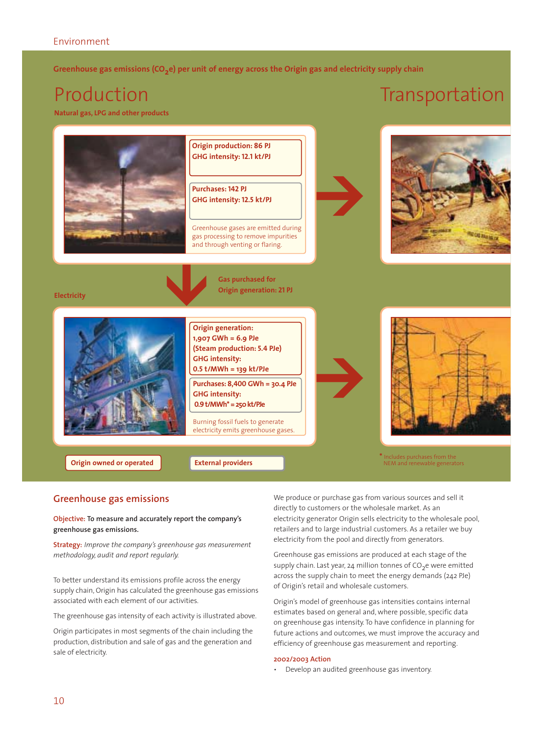Greenhouse gas emissions ($CO_2e$) per unit of energy across the Origin gas and electricity supply chain

## Production

**Natural gas, LPG and other products**

**Origin production: 86 PJ**
**GHG intensity: 12.1 kt/PJ**

**Purchases: 142 PJ**
**GHG intensity: 12.5 kt/PJ**

Greenhouse gases are emitted during gas processing to remove impurities and through venting or flaring.

**Gas purchased for Origin generation: 21 PJ**

**Electricity**

**Origin generation:**
**1,907 GWh = 6.9 PJe**
**(Steam production: 5.4 PJe)**
**GHG intensity:**
**0.5 t/MWh = 139 kt/PJe**

**Purchases: 8,400 GWh = 30.4 PJe**
**GHG intensity:**
**0.9 t/MWh* = 250 kt/PJe**

Burning fossil fuels to generate electricity emits greenhouse gases.

**Origin owned or operated**

**External providers**

## Transportation

* Includes purchases from the NEM and renewable generators

## Greenhouse gas emissions

**Objective:** **To measure and accurately report the company's greenhouse gas emissions.**

**Strategy:** *Improve the company's greenhouse gas measurement methodology, audit and report regularly.*

To better understand its emissions profile across the energy supply chain, Origin has calculated the greenhouse gas emissions associated with each element of our activities.

The greenhouse gas intensity of each activity is illustrated above.

Origin participates in most segments of the chain including the production, distribution and sale of gas and the generation and sale of electricity.

We produce or purchase gas from various sources and sell it directly to customers or the wholesale market. As an electricity generator Origin sells electricity to the wholesale pool, retailers and to large industrial customers. As a retailer we buy electricity from the pool and directly from generators.

Greenhouse gas emissions are produced at each stage of the supply chain. Last year, 24 million tonnes of $CO_2e$ were emitted across the supply chain to meet the energy demands (242 PJe) of Origin's retail and wholesale customers.

Origin's model of greenhouse gas intensities contains internal estimates based on general and, where possible, specific data on greenhouse gas intensity. To have confidence in planning for future actions and outcomes, we must improve the accuracy and efficiency of greenhouse gas measurement and reporting.

**2002/2003 Action**

- Develop an audited greenhouse gas inventory.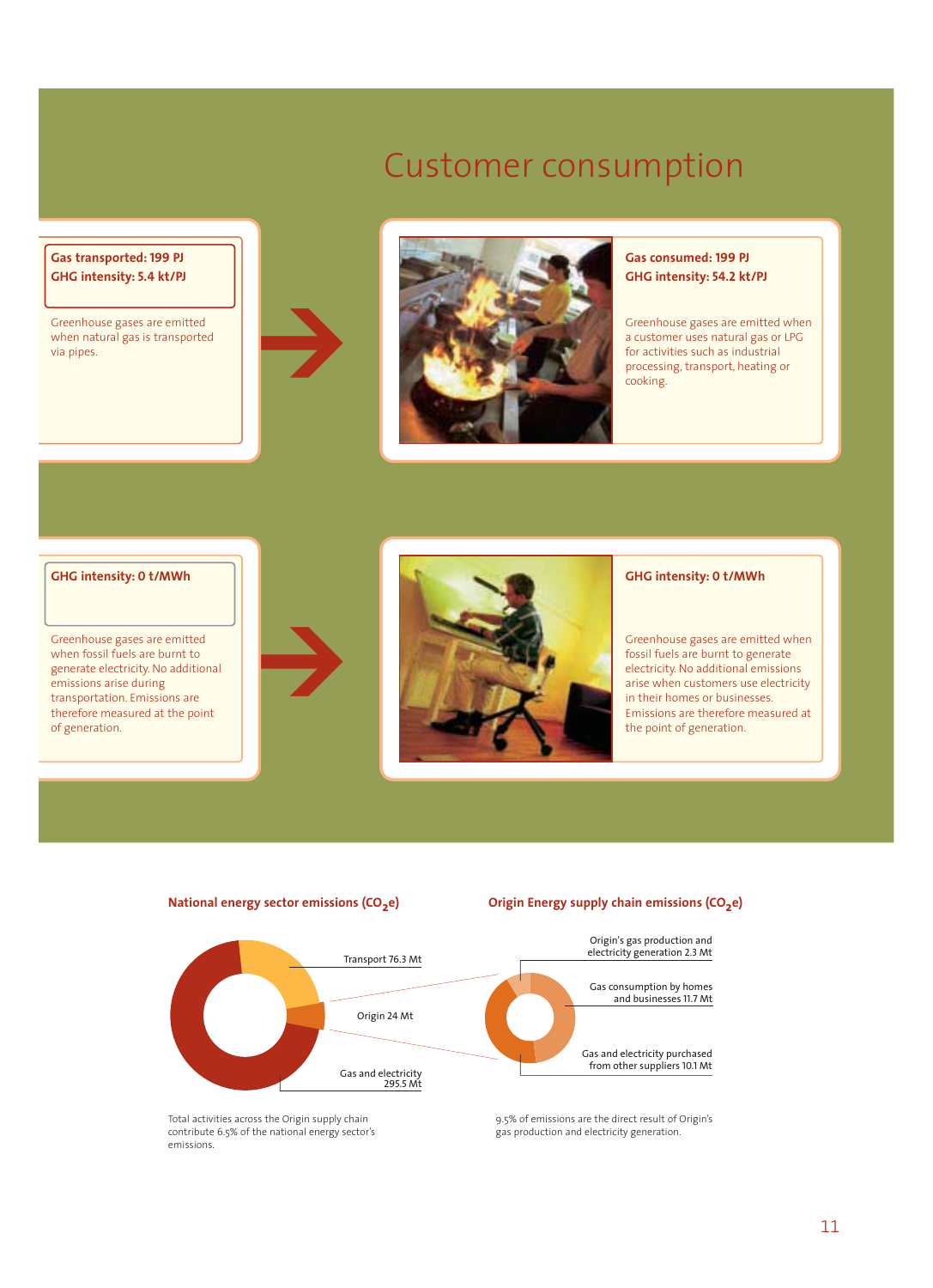# Customer consumption

**Gas transported: 199 PJ**
**GHG intensity: 5.4 kt/PJ**

Greenhouse gases are emitted when natural gas is transported via pipes.

**Gas consumed: 199 PJ**
**GHG intensity: 54.2 kt/PJ**

Greenhouse gases are emitted when a customer uses natural gas or LPG for activities such as industrial processing, transport, heating or cooking.

**GHG intensity: 0 t/MWh**

Greenhouse gases are emitted when fossil fuels are burnt to generate electricity. No additional emissions arise during transportation. Emissions are therefore measured at the point of generation.

**GHG intensity: 0 t/MWh**

Greenhouse gases are emitted when fossil fuels are burnt to generate electricity. No additional emissions arise when customers use electricity in their homes or businesses. Emissions are therefore measured at the point of generation.

## National energy sector emissions ($CO_2e$)

Transport 76.3 Mt

Origin 24 Mt

Gas and electricity 295.5 Mt

Total activities across the Origin supply chain contribute 6.5% of the national energy sector's emissions.

## Origin Energy supply chain emissions ($CO_2e$)

Origin's gas production and electricity generation 2.3 Mt

Gas consumption by homes and businesses 11.7 Mt

Gas and electricity purchased from other suppliers 10.1 Mt

9.5% of emissions are the direct result of Origin's gas production and electricity generation.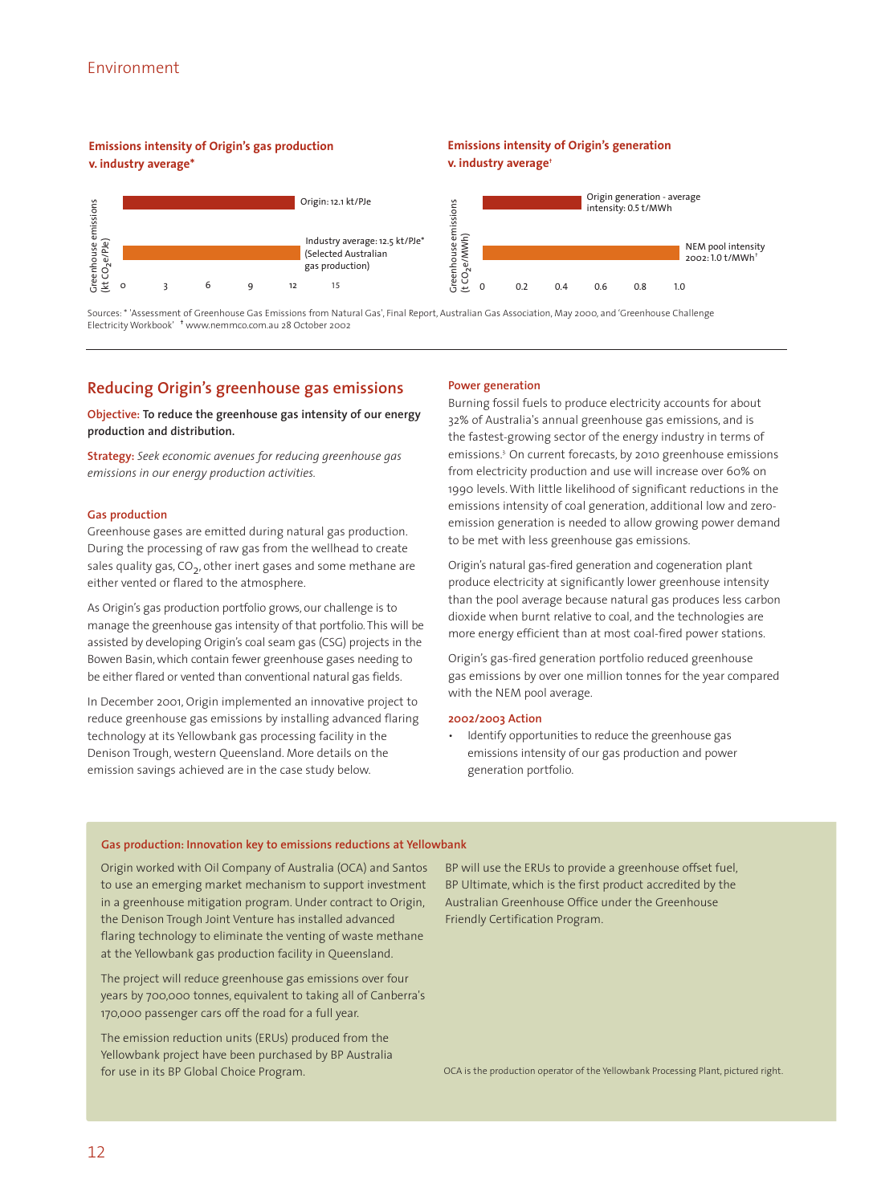## Environment

**Emissions intensity of Origin's gas production v. industry average***

Greenhouse emissions (kt $CO_2$e/PJe)

Origin: 12.1 kt/PJe

Industry average: 12.5 kt/PJe* (Selected Australian gas production)

0 3 6 9 12 15

**Emissions intensity of Origin's generation v. industry average**†

Greenhouse emissions (t $CO_2$e/MWh)

Origin generation - average intensity: 0.5 t/MWh

NEM pool intensity 2002: 1.0 t/MWh†

0 0.2 0.4 0.6 0.8 1.0

Sources: * 'Assessment of Greenhouse Gas Emissions from Natural Gas', Final Report, Australian Gas Association, May 2000, and 'Greenhouse Challenge Electricity Workbook' † www.nemmco.com.au 28 October 2002

## Reducing Origin's greenhouse gas emissions

**Objective:** To reduce the greenhouse gas intensity of our energy production and distribution.

**Strategy:** *Seek economic avenues for reducing greenhouse gas emissions in our energy production activities.*

### Gas production

Greenhouse gases are emitted during natural gas production. During the processing of raw gas from the wellhead to create sales quality gas, $CO_2$, other inert gases and some methane are either vented or flared to the atmosphere.

As Origin's gas production portfolio grows, our challenge is to manage the greenhouse gas intensity of that portfolio. This will be assisted by developing Origin's coal seam gas (CSG) projects in the Bowen Basin, which contain fewer greenhouse gases needing to be either flared or vented than conventional natural gas fields.

In December 2001, Origin implemented an innovative project to reduce greenhouse gas emissions by installing advanced flaring technology at its Yellowbank gas processing facility in the Denison Trough, western Queensland. More details on the emission savings achieved are in the case study below.

### Power generation

Burning fossil fuels to produce electricity accounts for about 32% of Australia's annual greenhouse gas emissions, and is the fastest-growing sector of the energy industry in terms of emissions.[3] On current forecasts, by 2010 greenhouse emissions from electricity production and use will increase over 60% on 1990 levels. With little likelihood of significant reductions in the emissions intensity of coal generation, additional low and zero-emission generation is needed to allow growing power demand to be met with less greenhouse gas emissions.

Origin's natural gas-fired generation and cogeneration plant produce electricity at significantly lower greenhouse intensity than the pool average because natural gas produces less carbon dioxide when burnt relative to coal, and the technologies are more energy efficient than at most coal-fired power stations.

Origin's gas-fired generation portfolio reduced greenhouse gas emissions by over one million tonnes for the year compared with the NEM pool average.

### 2002/2003 Action

- Identify opportunities to reduce the greenhouse gas emissions intensity of our gas production and power generation portfolio.

### Gas production: Innovation key to emissions reductions at Yellowbank

Origin worked with Oil Company of Australia (OCA) and Santos to use an emerging market mechanism to support investment in a greenhouse mitigation program. Under contract to Origin, the Denison Trough Joint Venture has installed advanced flaring technology to eliminate the venting of waste methane at the Yellowbank gas production facility in Queensland.

The project will reduce greenhouse gas emissions over four years by 700,000 tonnes, equivalent to taking all of Canberra's 170,000 passenger cars off the road for a full year.

The emission reduction units (ERUs) produced from the Yellowbank project have been purchased by BP Australia for use in its BP Global Choice Program.

BP will use the ERUs to provide a greenhouse offset fuel, BP Ultimate, which is the first product accredited by the Australian Greenhouse Office under the Greenhouse Friendly Certification Program.

OCA is the production operator of the Yellowbank Processing Plant, pictured right.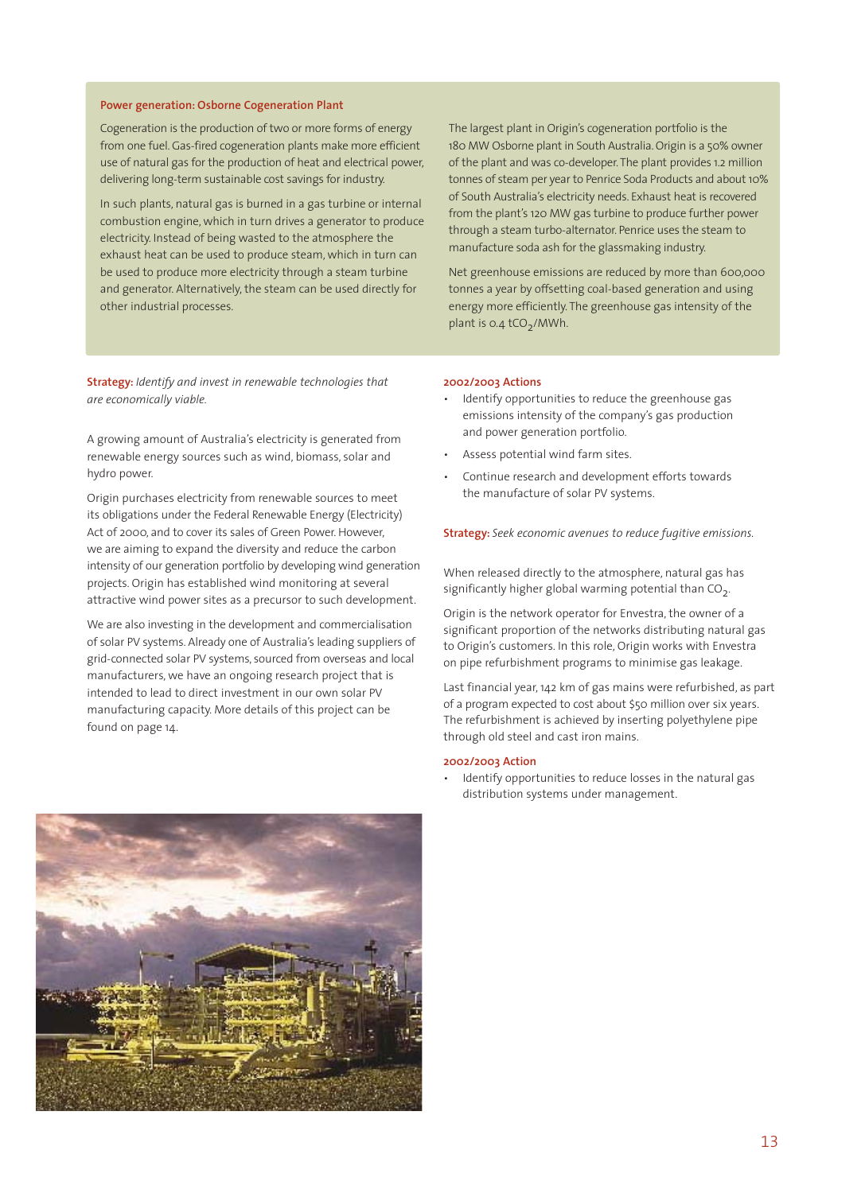### Power generation: Osborne Cogeneration Plant

Cogeneration is the production of two or more forms of energy from one fuel. Gas-fired cogeneration plants make more efficient use of natural gas for the production of heat and electrical power, delivering long-term sustainable cost savings for industry.

In such plants, natural gas is burned in a gas turbine or internal combustion engine, which in turn drives a generator to produce electricity. Instead of being wasted to the atmosphere the exhaust heat can be used to produce steam, which in turn can be used to produce more electricity through a steam turbine and generator. Alternatively, the steam can be used directly for other industrial processes.

The largest plant in Origin's cogeneration portfolio is the 180 MW Osborne plant in South Australia. Origin is a 50% owner of the plant and was co-developer. The plant provides 1.2 million tonnes of steam per year to Penrice Soda Products and about 10% of South Australia's electricity needs. Exhaust heat is recovered from the plant's 120 MW gas turbine to produce further power through a steam turbo-alternator. Penrice uses the steam to manufacture soda ash for the glassmaking industry.

Net greenhouse emissions are reduced by more than 600,000 tonnes a year by offsetting coal-based generation and using energy more efficiently. The greenhouse gas intensity of the plant is 0.4 $tCO_2$/MWh.

**Strategy:** *Identify and invest in renewable technologies that are economically viable.*

A growing amount of Australia's electricity is generated from renewable energy sources such as wind, biomass, solar and hydro power.

Origin purchases electricity from renewable sources to meet its obligations under the Federal Renewable Energy (Electricity) Act of 2000, and to cover its sales of Green Power. However, we are aiming to expand the diversity and reduce the carbon intensity of our generation portfolio by developing wind generation projects. Origin has established wind monitoring at several attractive wind power sites as a precursor to such development.

We are also investing in the development and commercialisation of solar PV systems. Already one of Australia's leading suppliers of grid-connected solar PV systems, sourced from overseas and local manufacturers, we have an ongoing research project that is intended to lead to direct investment in our own solar PV manufacturing capacity. More details of this project can be found on page 14.

#### 2002/2003 Actions

- Identify opportunities to reduce the greenhouse gas emissions intensity of the company's gas production and power generation portfolio.
- Assess potential wind farm sites.
- Continue research and development efforts towards the manufacture of solar PV systems.

**Strategy:** *Seek economic avenues to reduce fugitive emissions.*

When released directly to the atmosphere, natural gas has significantly higher global warming potential than $CO_2$.

Origin is the network operator for Envestra, the owner of a significant proportion of the networks distributing natural gas to Origin's customers. In this role, Origin works with Envestra on pipe refurbishment programs to minimise gas leakage.

Last financial year, 142 km of gas mains were refurbished, as part of a program expected to cost about $50 million over six years. The refurbishment is achieved by inserting polyethylene pipe through old steel and cast iron mains.

#### 2002/2003 Action

- Identify opportunities to reduce losses in the natural gas distribution systems under management.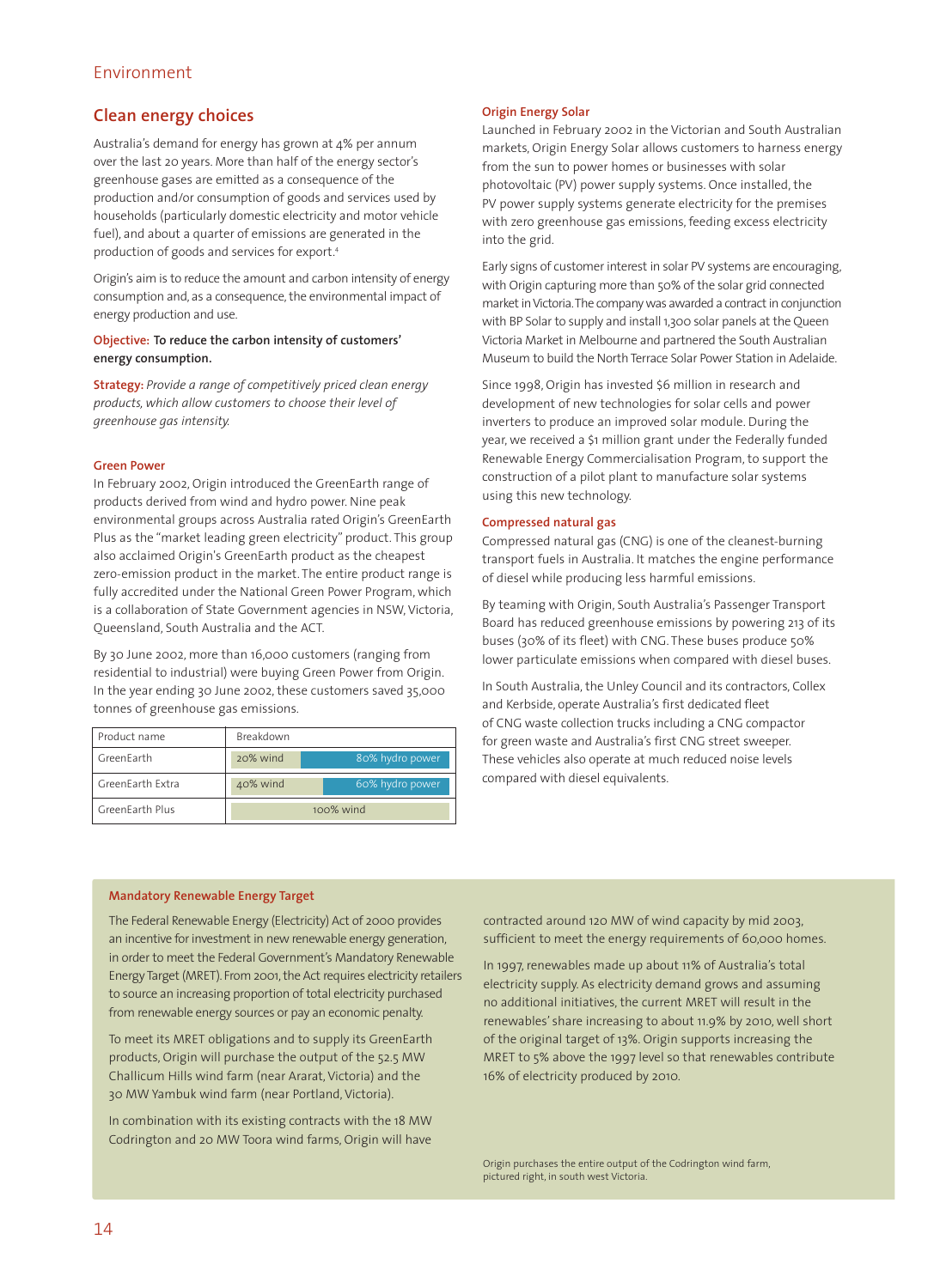## Environment

## Clean energy choices

Australia's demand for energy has grown at 4% per annum over the last 20 years. More than half of the energy sector's greenhouse gases are emitted as a consequence of the production and/or consumption of goods and services used by households (particularly domestic electricity and motor vehicle fuel), and about a quarter of emissions are generated in the production of goods and services for export.[4]

Origin's aim is to reduce the amount and carbon intensity of energy consumption and, as a consequence, the environmental impact of energy production and use.

**Objective: To reduce the carbon intensity of customers' energy consumption.**

**Strategy:** *Provide a range of competitively priced clean energy products, which allow customers to choose their level of greenhouse gas intensity.*

### Green Power

In February 2002, Origin introduced the GreenEarth range of products derived from wind and hydro power. Nine peak environmental groups across Australia rated Origin's GreenEarth Plus as the "market leading green electricity" product. This group also acclaimed Origin's GreenEarth product as the cheapest zero-emission product in the market. The entire product range is fully accredited under the National Green Power Program, which is a collaboration of State Government agencies in NSW, Victoria, Queensland, South Australia and the ACT.

By 30 June 2002, more than 16,000 customers (ranging from residential to industrial) were buying Green Power from Origin. In the year ending 30 June 2002, these customers saved 35,000 tonnes of greenhouse gas emissions.

| Product name | Breakdown |
|---|---|
| GreenEarth | 20% wind, 80% hydro power |
| GreenEarth Extra | 40% wind, 60% hydro power |
| GreenEarth Plus | 100% wind |

### Origin Energy Solar

Launched in February 2002 in the Victorian and South Australian markets, Origin Energy Solar allows customers to harness energy from the sun to power homes or businesses with solar photovoltaic (PV) power supply systems. Once installed, the PV power supply systems generate electricity for the premises with zero greenhouse gas emissions, feeding excess electricity into the grid.

Early signs of customer interest in solar PV systems are encouraging, with Origin capturing more than 50% of the solar grid connected market in Victoria. The company was awarded a contract in conjunction with BP Solar to supply and install 1,300 solar panels at the Queen Victoria Market in Melbourne and partnered the South Australian Museum to build the North Terrace Solar Power Station in Adelaide.

Since 1998, Origin has invested $6 million in research and development of new technologies for solar cells and power inverters to produce an improved solar module. During the year, we received a $1 million grant under the Federally funded Renewable Energy Commercialisation Program, to support the construction of a pilot plant to manufacture solar systems using this new technology.

### Compressed natural gas

Compressed natural gas (CNG) is one of the cleanest-burning transport fuels in Australia. It matches the engine performance of diesel while producing less harmful emissions.

By teaming with Origin, South Australia's Passenger Transport Board has reduced greenhouse emissions by powering 213 of its buses (30% of its fleet) with CNG. These buses produce 50% lower particulate emissions when compared with diesel buses.

In South Australia, the Unley Council and its contractors, Collex and Kerbside, operate Australia's first dedicated fleet of CNG waste collection trucks including a CNG compactor for green waste and Australia's first CNG street sweeper. These vehicles also operate at much reduced noise levels compared with diesel equivalents.

### Mandatory Renewable Energy Target

The Federal Renewable Energy (Electricity) Act of 2000 provides an incentive for investment in new renewable energy generation, in order to meet the Federal Government's Mandatory Renewable Energy Target (MRET). From 2001, the Act requires electricity retailers to source an increasing proportion of total electricity purchased from renewable energy sources or pay an economic penalty.

To meet its MRET obligations and to supply its GreenEarth products, Origin will purchase the output of the 52.5 MW Challicum Hills wind farm (near Ararat, Victoria) and the 30 MW Yambuk wind farm (near Portland, Victoria).

In combination with its existing contracts with the 18 MW Codrington and 20 MW Toora wind farms, Origin will have contracted around 120 MW of wind capacity by mid 2003, sufficient to meet the energy requirements of 60,000 homes.

In 1997, renewables made up about 11% of Australia's total electricity supply. As electricity demand grows and assuming no additional initiatives, the current MRET will result in the renewables' share increasing to about 11.9% by 2010, well short of the original target of 13%. Origin supports increasing the MRET to 5% above the 1997 level so that renewables contribute 16% of electricity produced by 2010.

Origin purchases the entire output of the Codrington wind farm, pictured right, in south west Victoria.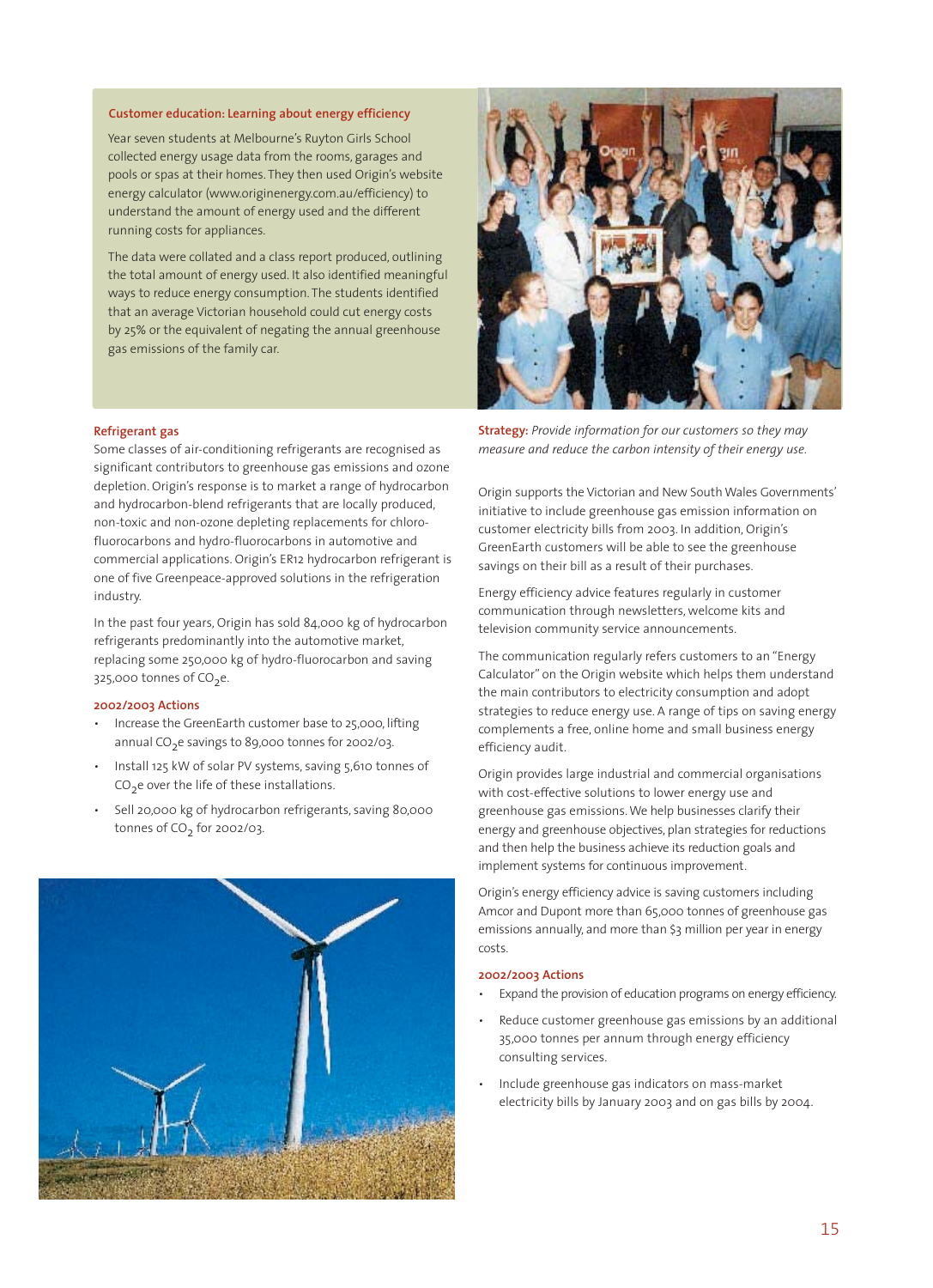### Customer education: Learning about energy efficiency

Year seven students at Melbourne's Ruyton Girls School collected energy usage data from the rooms, garages and pools or spas at their homes. They then used Origin's website energy calculator (www.originenergy.com.au/efficiency) to understand the amount of energy used and the different running costs for appliances.

The data were collated and a class report produced, outlining the total amount of energy used. It also identified meaningful ways to reduce energy consumption. The students identified that an average Victorian household could cut energy costs by 25% or the equivalent of negating the annual greenhouse gas emissions of the family car.

### Refrigerant gas

Some classes of air-conditioning refrigerants are recognised as significant contributors to greenhouse gas emissions and ozone depletion. Origin's response is to market a range of hydrocarbon and hydrocarbon-blend refrigerants that are locally produced, non-toxic and non-ozone depleting replacements for chloro-fluorocarbons and hydro-fluorocarbons in automotive and commercial applications. Origin's ER12 hydrocarbon refrigerant is one of five Greenpeace-approved solutions in the refrigeration industry.

In the past four years, Origin has sold 84,000 kg of hydrocarbon refrigerants predominantly into the automotive market, replacing some 250,000 kg of hydro-fluorocarbon and saving 325,000 tonnes of $CO_2e$.

### 2002/2003 Actions

- Increase the GreenEarth customer base to 25,000, lifting annual $CO_2e$ savings to 89,000 tonnes for 2002/03.
- Install 125 kW of solar PV systems, saving 5,610 tonnes of $CO_2e$ over the life of these installations.
- Sell 20,000 kg of hydrocarbon refrigerants, saving 80,000 tonnes of $CO_2$ for 2002/03.

**Strategy:** *Provide information for our customers so they may measure and reduce the carbon intensity of their energy use.*

Origin supports the Victorian and New South Wales Governments' initiative to include greenhouse gas emission information on customer electricity bills from 2003. In addition, Origin's GreenEarth customers will be able to see the greenhouse savings on their bill as a result of their purchases.

Energy efficiency advice features regularly in customer communication through newsletters, welcome kits and television community service announcements.

The communication regularly refers customers to an "Energy Calculator" on the Origin website which helps them understand the main contributors to electricity consumption and adopt strategies to reduce energy use. A range of tips on saving energy complements a free, online home and small business energy efficiency audit.

Origin provides large industrial and commercial organisations with cost-effective solutions to lower energy use and greenhouse gas emissions. We help businesses clarify their energy and greenhouse objectives, plan strategies for reductions and then help the business achieve its reduction goals and implement systems for continuous improvement.

Origin's energy efficiency advice is saving customers including Amcor and Dupont more than 65,000 tonnes of greenhouse gas emissions annually, and more than $3 million per year in energy costs.

### 2002/2003 Actions

- Expand the provision of education programs on energy efficiency.
- Reduce customer greenhouse gas emissions by an additional 35,000 tonnes per annum through energy efficiency consulting services.
- Include greenhouse gas indicators on mass-market electricity bills by January 2003 and on gas bills by 2004.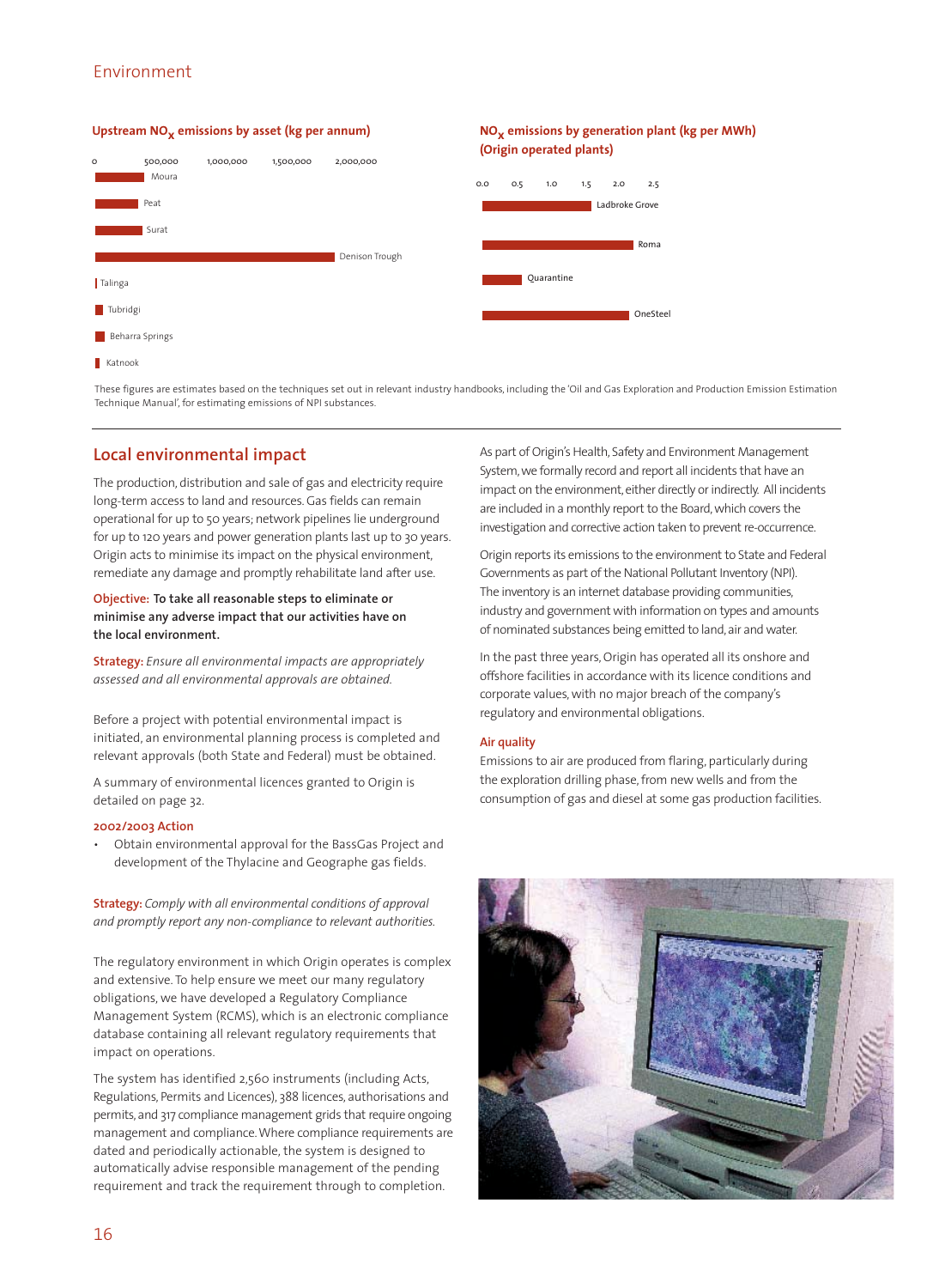## Environment

**Upstream $NO_x$ emissions by asset (kg per annum)**

0
500,000
1,000,000
1,500,000
2,000,000

Moura
Peat
Surat
Denison Trough
Talinga
Tubridgi
Beharra Springs
Katnook

**$NO_x$ emissions by generation plant (kg per MWh) (Origin operated plants)**

0.0
0.5
1.0
1.5
2.0
2.5

Ladbroke Grove
Roma
Quarantine
OneSteel

These figures are estimates based on the techniques set out in relevant industry handbooks, including the 'Oil and Gas Exploration and Production Emission Estimation Technique Manual', for estimating emissions of NPI substances.

## Local environmental impact

The production, distribution and sale of gas and electricity require long-term access to land and resources. Gas fields can remain operational for up to 50 years; network pipelines lie underground for up to 120 years and power generation plants last up to 30 years. Origin acts to minimise its impact on the physical environment, remediate any damage and promptly rehabilitate land after use.

Objective: **To take all reasonable steps to eliminate or minimise any adverse impact that our activities have on the local environment.**

Strategy: *Ensure all environmental impacts are appropriately assessed and all environmental approvals are obtained.*

Before a project with potential environmental impact is initiated, an environmental planning process is completed and relevant approvals (both State and Federal) must be obtained.

A summary of environmental licences granted to Origin is detailed on page 32.

### 2002/2003 Action

- Obtain environmental approval for the BassGas Project and development of the Thylacine and Geographe gas fields.

Strategy: *Comply with all environmental conditions of approval and promptly report any non-compliance to relevant authorities.*

The regulatory environment in which Origin operates is complex and extensive. To help ensure we meet our many regulatory obligations, we have developed a Regulatory Compliance Management System (RCMS), which is an electronic compliance database containing all relevant regulatory requirements that impact on operations.

The system has identified 2,560 instruments (including Acts, Regulations, Permits and Licences), 388 licences, authorisations and permits, and 317 compliance management grids that require ongoing management and compliance. Where compliance requirements are dated and periodically actionable, the system is designed to automatically advise responsible management of the pending requirement and track the requirement through to completion.

As part of Origin's Health, Safety and Environment Management System, we formally record and report all incidents that have an impact on the environment, either directly or indirectly. All incidents are included in a monthly report to the Board, which covers the investigation and corrective action taken to prevent re-occurrence.

Origin reports its emissions to the environment to State and Federal Governments as part of the National Pollutant Inventory (NPI). The inventory is an internet database providing communities, industry and government with information on types and amounts of nominated substances being emitted to land, air and water.

In the past three years, Origin has operated all its onshore and offshore facilities in accordance with its licence conditions and corporate values, with no major breach of the company's regulatory and environmental obligations.

### Air quality

Emissions to air are produced from flaring, particularly during the exploration drilling phase, from new wells and from the consumption of gas and diesel at some gas production facilities.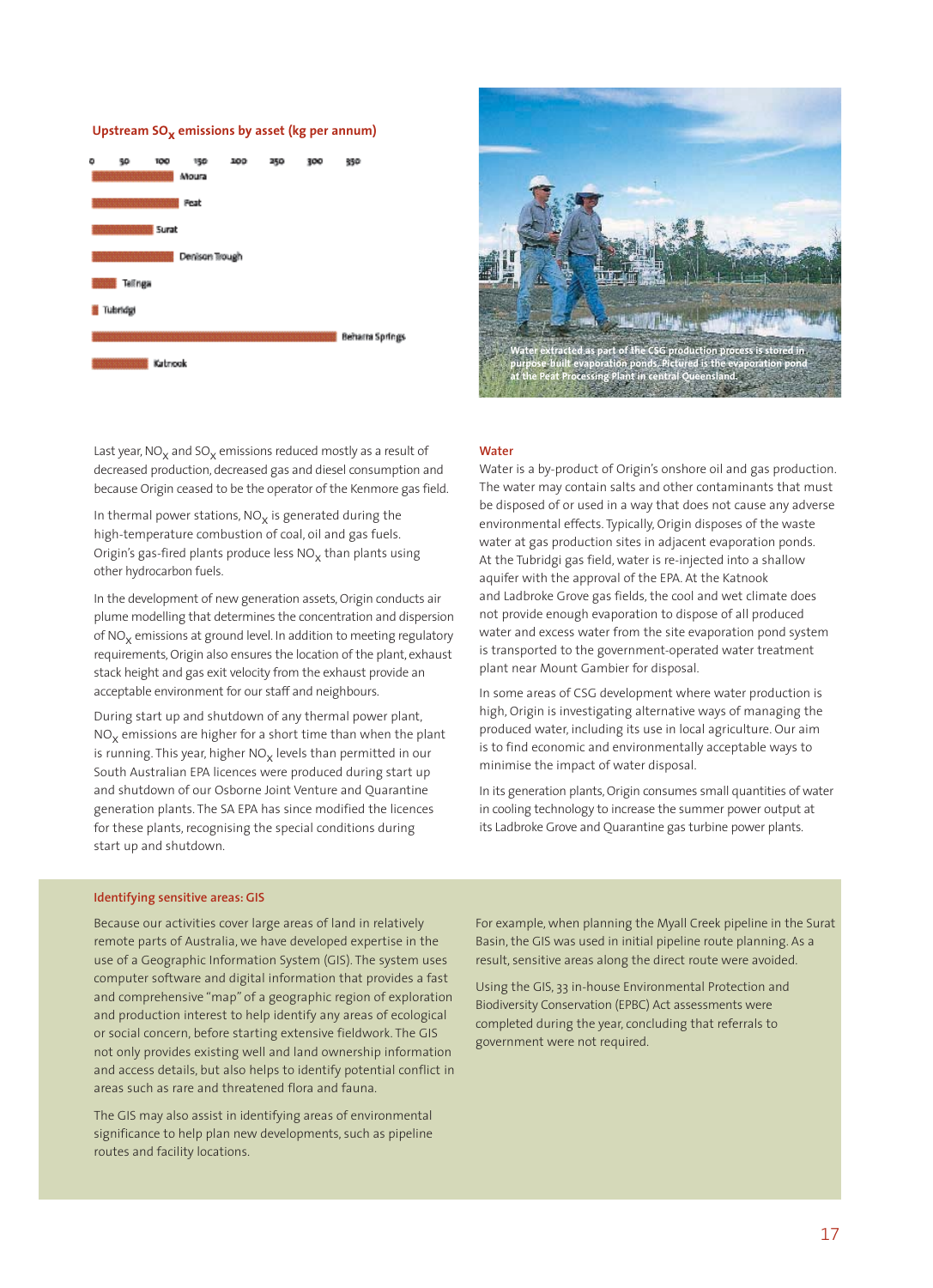### Upstream $SO_X$ emissions by asset (kg per annum)

0 50 100 150 200 250 300 350

Moura

Peat

Surat

Denison Trough

Tellnga

Tubridgi

Beharra Springs

Katnook

Water extracted as part of the CSG production process is stored in purpose-built evaporation ponds. Pictured is the evaporation pond at the Peat Processing Plant in central Queensland.

Last year, $NO_X$ and $SO_X$ emissions reduced mostly as a result of decreased production, decreased gas and diesel consumption and because Origin ceased to be the operator of the Kenmore gas field.

In thermal power stations, $NO_X$ is generated during the high-temperature combustion of coal, oil and gas fuels. Origin's gas-fired plants produce less $NO_X$ than plants using other hydrocarbon fuels.

In the development of new generation assets, Origin conducts air plume modelling that determines the concentration and dispersion of $NO_X$ emissions at ground level. In addition to meeting regulatory requirements, Origin also ensures the location of the plant, exhaust stack height and gas exit velocity from the exhaust provide an acceptable environment for our staff and neighbours.

During start up and shutdown of any thermal power plant, $NO_X$ emissions are higher for a short time than when the plant is running. This year, higher $NO_X$ levels than permitted in our South Australian EPA licences were produced during start up and shutdown of our Osborne Joint Venture and Quarantine generation plants. The SA EPA has since modified the licences for these plants, recognising the special conditions during start up and shutdown.

### Water

Water is a by-product of Origin's onshore oil and gas production. The water may contain salts and other contaminants that must be disposed of or used in a way that does not cause any adverse environmental effects. Typically, Origin disposes of the waste water at gas production sites in adjacent evaporation ponds. At the Tubridgi gas field, water is re-injected into a shallow aquifer with the approval of the EPA. At the Katnook and Ladbroke Grove gas fields, the cool and wet climate does not provide enough evaporation to dispose of all produced water and excess water from the site evaporation pond system is transported to the government-operated water treatment plant near Mount Gambier for disposal.

In some areas of CSG development where water production is high, Origin is investigating alternative ways of managing the produced water, including its use in local agriculture. Our aim is to find economic and environmentally acceptable ways to minimise the impact of water disposal.

In its generation plants, Origin consumes small quantities of water in cooling technology to increase the summer power output at its Ladbroke Grove and Quarantine gas turbine power plants.

### Identifying sensitive areas: GIS

Because our activities cover large areas of land in relatively remote parts of Australia, we have developed expertise in the use of a Geographic Information System (GIS). The system uses computer software and digital information that provides a fast and comprehensive "map" of a geographic region of exploration and production interest to help identify any areas of ecological or social concern, before starting extensive fieldwork. The GIS not only provides existing well and land ownership information and access details, but also helps to identify potential conflict in areas such as rare and threatened flora and fauna.

The GIS may also assist in identifying areas of environmental significance to help plan new developments, such as pipeline routes and facility locations.

For example, when planning the Myall Creek pipeline in the Surat Basin, the GIS was used in initial pipeline route planning. As a result, sensitive areas along the direct route were avoided.

Using the GIS, 33 in-house Environmental Protection and Biodiversity Conservation (EPBC) Act assessments were completed during the year, concluding that referrals to government were not required.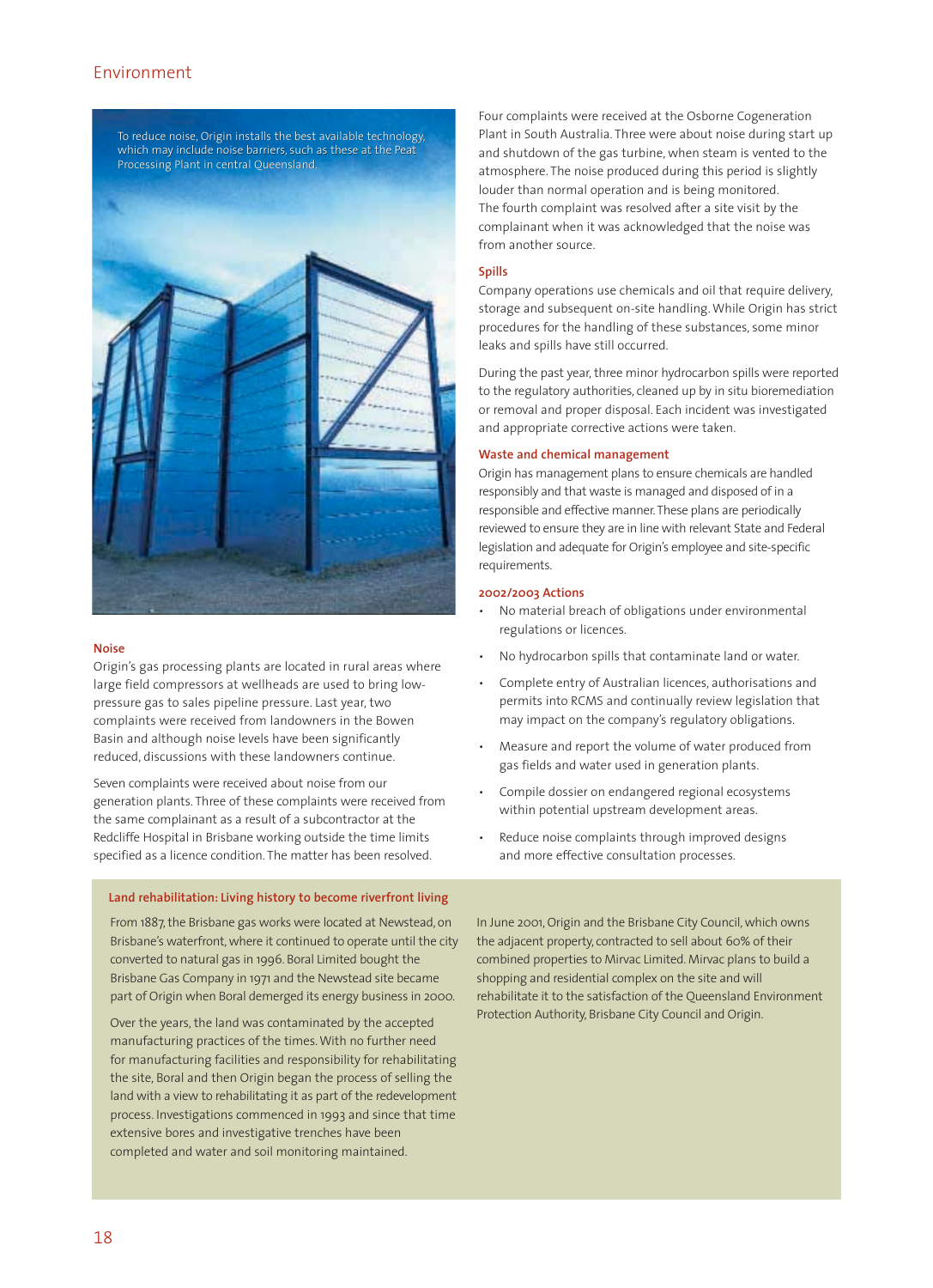# Environment

To reduce noise, Origin installs the best available technology, which may include noise barriers, such as these at the Peat Processing Plant in central Queensland.

### Noise

Origin's gas processing plants are located in rural areas where large field compressors at wellheads are used to bring low-pressure gas to sales pipeline pressure. Last year, two complaints were received from landowners in the Bowen Basin and although noise levels have been significantly reduced, discussions with these landowners continue.

Seven complaints were received about noise from our generation plants. Three of these complaints were received from the same complainant as a result of a subcontractor at the Redcliffe Hospital in Brisbane working outside the time limits specified as a licence condition. The matter has been resolved.

Four complaints were received at the Osborne Cogeneration Plant in South Australia. Three were about noise during start up and shutdown of the gas turbine, when steam is vented to the atmosphere. The noise produced during this period is slightly louder than normal operation and is being monitored. The fourth complaint was resolved after a site visit by the complainant when it was acknowledged that the noise was from another source.

### Spills

Company operations use chemicals and oil that require delivery, storage and subsequent on-site handling. While Origin has strict procedures for the handling of these substances, some minor leaks and spills have still occurred.

During the past year, three minor hydrocarbon spills were reported to the regulatory authorities, cleaned up by in situ bioremediation or removal and proper disposal. Each incident was investigated and appropriate corrective actions were taken.

### Waste and chemical management

Origin has management plans to ensure chemicals are handled responsibly and that waste is managed and disposed of in a responsible and effective manner. These plans are periodically reviewed to ensure they are in line with relevant State and Federal legislation and adequate for Origin's employee and site-specific requirements.

### 2002/2003 Actions

- No material breach of obligations under environmental regulations or licences.
- No hydrocarbon spills that contaminate land or water.
- Complete entry of Australian licences, authorisations and permits into RCMS and continually review legislation that may impact on the company's regulatory obligations.
- Measure and report the volume of water produced from gas fields and water used in generation plants.
- Compile dossier on endangered regional ecosystems within potential upstream development areas.
- Reduce noise complaints through improved designs and more effective consultation processes.

### Land rehabilitation: Living history to become riverfront living

From 1887, the Brisbane gas works were located at Newstead, on Brisbane's waterfront, where it continued to operate until the city converted to natural gas in 1996. Boral Limited bought the Brisbane Gas Company in 1971 and the Newstead site became part of Origin when Boral demerged its energy business in 2000.

Over the years, the land was contaminated by the accepted manufacturing practices of the times. With no further need for manufacturing facilities and responsibility for rehabilitating the site, Boral and then Origin began the process of selling the land with a view to rehabilitating it as part of the redevelopment process. Investigations commenced in 1993 and since that time extensive bores and investigative trenches have been completed and water and soil monitoring maintained.

In June 2001, Origin and the Brisbane City Council, which owns the adjacent property, contracted to sell about 60% of their combined properties to Mirvac Limited. Mirvac plans to build a shopping and residential complex on the site and will rehabilitate it to the satisfaction of the Queensland Environment Protection Authority, Brisbane City Council and Origin.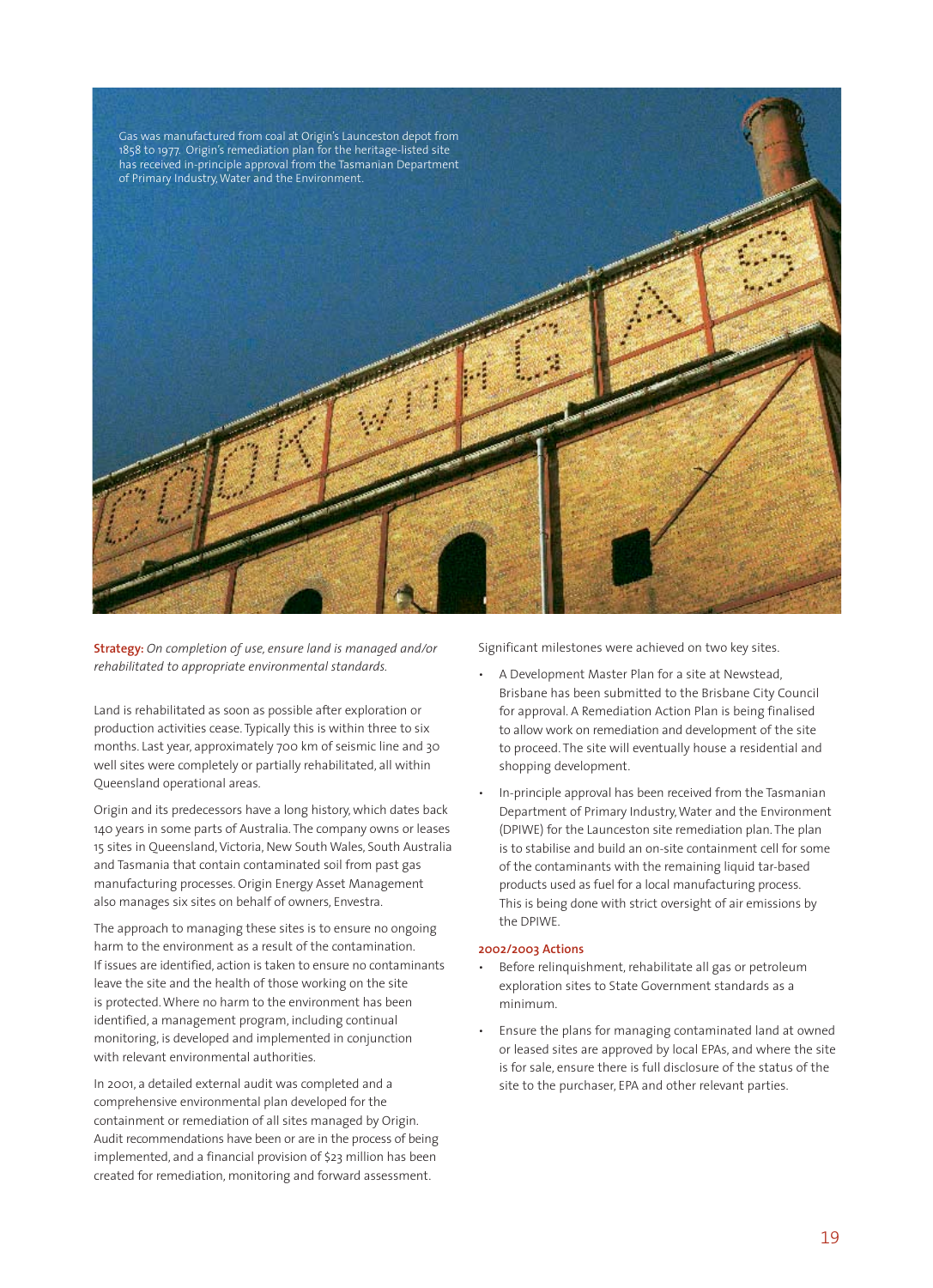Gas was manufactured from coal at Origin's Launceston depot from 1858 to 1977. Origin's remediation plan for the heritage-listed site has received in-principle approval from the Tasmanian Department of Primary Industry, Water and the Environment.

**Strategy:** *On completion of use, ensure land is managed and/or rehabilitated to appropriate environmental standards.*

Land is rehabilitated as soon as possible after exploration or production activities cease. Typically this is within three to six months. Last year, approximately 700 km of seismic line and 30 well sites were completely or partially rehabilitated, all within Queensland operational areas.

Origin and its predecessors have a long history, which dates back 140 years in some parts of Australia. The company owns or leases 15 sites in Queensland, Victoria, New South Wales, South Australia and Tasmania that contain contaminated soil from past gas manufacturing processes. Origin Energy Asset Management also manages six sites on behalf of owners, Envestra.

The approach to managing these sites is to ensure no ongoing harm to the environment as a result of the contamination. If issues are identified, action is taken to ensure no contaminants leave the site and the health of those working on the site is protected. Where no harm to the environment has been identified, a management program, including continual monitoring, is developed and implemented in conjunction with relevant environmental authorities.

In 2001, a detailed external audit was completed and a comprehensive environmental plan developed for the containment or remediation of all sites managed by Origin. Audit recommendations have been or are in the process of being implemented, and a financial provision of $23 million has been created for remediation, monitoring and forward assessment.

Significant milestones were achieved on two key sites.

- A Development Master Plan for a site at Newstead, Brisbane has been submitted to the Brisbane City Council for approval. A Remediation Action Plan is being finalised to allow work on remediation and development of the site to proceed. The site will eventually house a residential and shopping development.
- In-principle approval has been received from the Tasmanian Department of Primary Industry, Water and the Environment (DPIWE) for the Launceston site remediation plan. The plan is to stabilise and build an on-site containment cell for some of the contaminants with the remaining liquid tar-based products used as fuel for a local manufacturing process. This is being done with strict oversight of air emissions by the DPIWE.

### 2002/2003 Actions

- Before relinquishment, rehabilitate all gas or petroleum exploration sites to State Government standards as a minimum.
- Ensure the plans for managing contaminated land at owned or leased sites are approved by local EPAs, and where the site is for sale, ensure there is full disclosure of the status of the site to the purchaser, EPA and other relevant parties.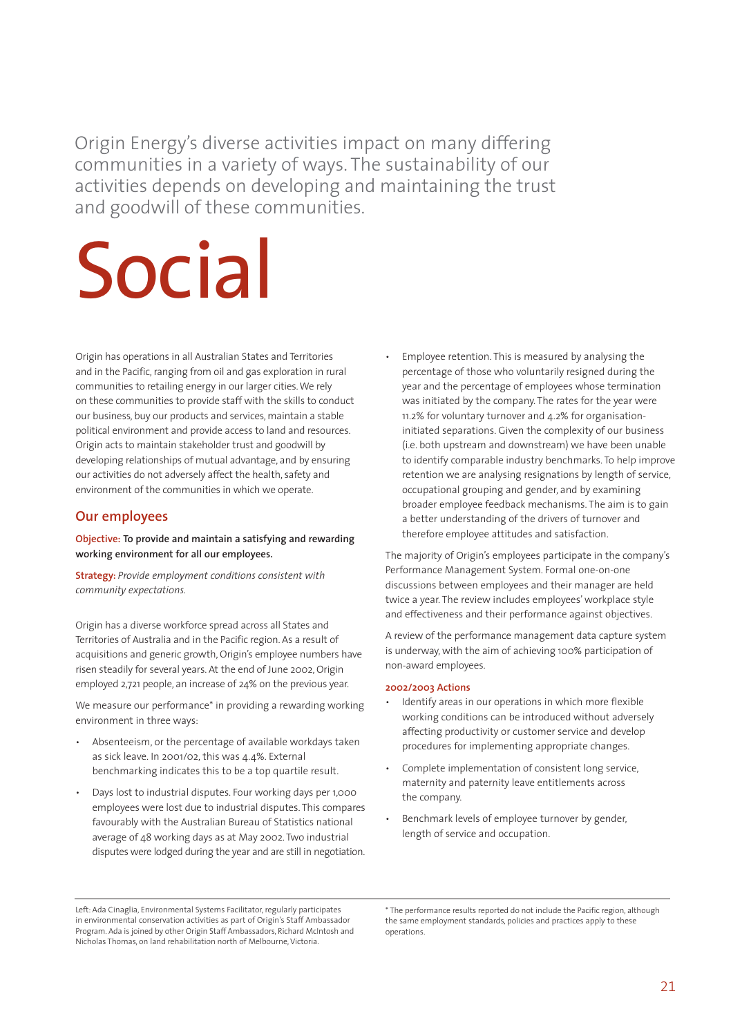Origin Energy's diverse activities impact on many differing communities in a variety of ways. The sustainability of our activities depends on developing and maintaining the trust and goodwill of these communities.

# Social

Origin has operations in all Australian States and Territories and in the Pacific, ranging from oil and gas exploration in rural communities to retailing energy in our larger cities. We rely on these communities to provide staff with the skills to conduct our business, buy our products and services, maintain a stable political environment and provide access to land and resources. Origin acts to maintain stakeholder trust and goodwill by developing relationships of mutual advantage, and by ensuring our activities do not adversely affect the health, safety and environment of the communities in which we operate.

## Our employees

**Objective: To provide and maintain a satisfying and rewarding working environment for all our employees.**

**Strategy:** *Provide employment conditions consistent with community expectations.*

Origin has a diverse workforce spread across all States and Territories of Australia and in the Pacific region. As a result of acquisitions and generic growth, Origin's employee numbers have risen steadily for several years. At the end of June 2002, Origin employed 2,721 people, an increase of 24% on the previous year.

We measure our performance* in providing a rewarding working environment in three ways:

- Absenteeism, or the percentage of available workdays taken as sick leave. In 2001/02, this was 4.4%. External benchmarking indicates this to be a top quartile result.
- Days lost to industrial disputes. Four working days per 1,000 employees were lost due to industrial disputes. This compares favourably with the Australian Bureau of Statistics national average of 48 working days as at May 2002. Two industrial disputes were lodged during the year and are still in negotiation.
- Employee retention. This is measured by analysing the percentage of those who voluntarily resigned during the year and the percentage of employees whose termination was initiated by the company. The rates for the year were 11.2% for voluntary turnover and 4.2% for organisation-initiated separations. Given the complexity of our business (i.e. both upstream and downstream) we have been unable to identify comparable industry benchmarks. To help improve retention we are analysing resignations by length of service, occupational grouping and gender, and by examining broader employee feedback mechanisms. The aim is to gain a better understanding of the drivers of turnover and therefore employee attitudes and satisfaction.

The majority of Origin's employees participate in the company's Performance Management System. Formal one-on-one discussions between employees and their manager are held twice a year. The review includes employees' workplace style and effectiveness and their performance against objectives.

A review of the performance management data capture system is underway, with the aim of achieving 100% participation of non-award employees.

### 2002/2003 Actions

- Identify areas in our operations in which more flexible working conditions can be introduced without adversely affecting productivity or customer service and develop procedures for implementing appropriate changes.
- Complete implementation of consistent long service, maternity and paternity leave entitlements across the company.
- Benchmark levels of employee turnover by gender, length of service and occupation.

Left: Ada Cinaglia, Environmental Systems Facilitator, regularly participates in environmental conservation activities as part of Origin's Staff Ambassador Program. Ada is joined by other Origin Staff Ambassadors, Richard McIntosh and Nicholas Thomas, on land rehabilitation north of Melbourne, Victoria.

* The performance results reported do not include the Pacific region, although the same employment standards, policies and practices apply to these operations.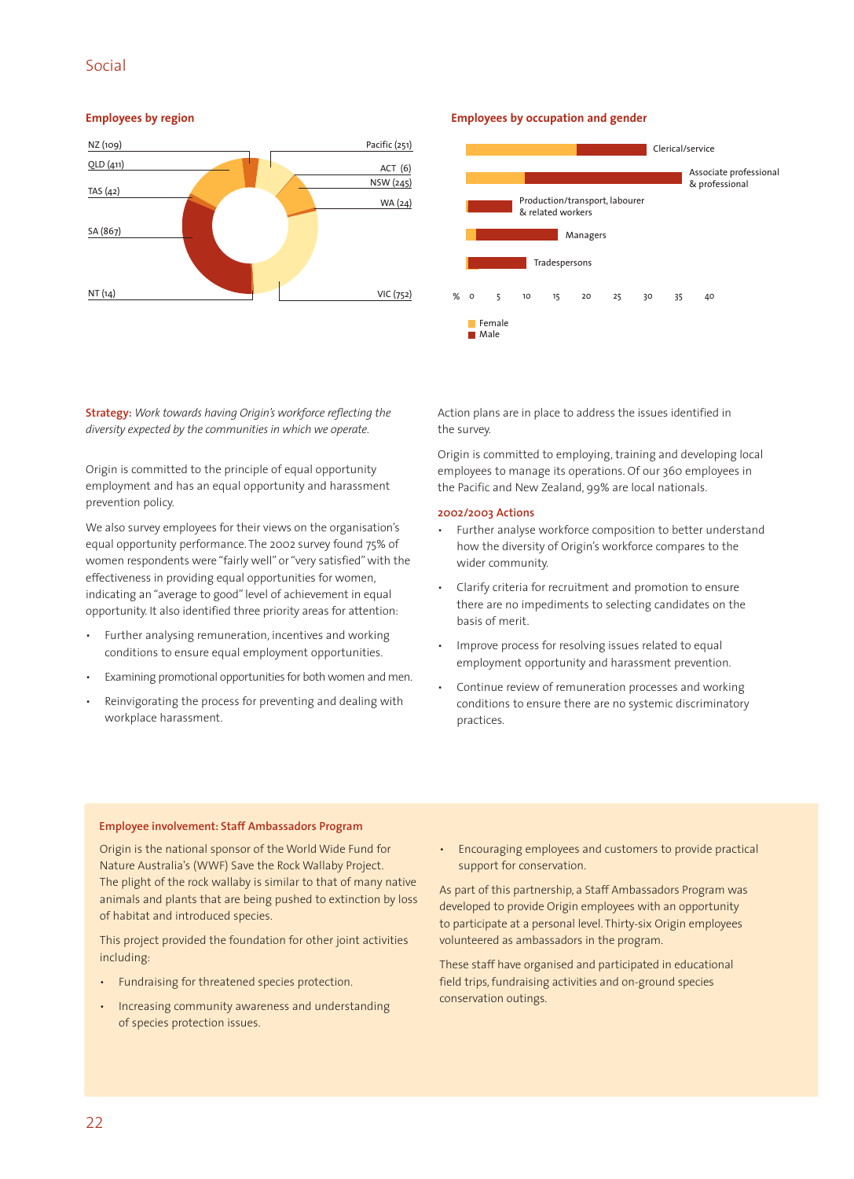# Social

## Employees by region

NZ (109)
QLD (411)
TAS (42)
SA (867)
NT (14)
Pacific (251)
ACT (6)
NSW (245)
WA (24)
VIC (752)

## Employees by occupation and gender

Clerical/service
Associate professional & professional
Production/transport, labourer & related workers
Managers
Tradespersons

% 0 5 10 15 20 25 30 35 40

Female
Male

**Strategy:** *Work towards having Origin's workforce reflecting the diversity expected by the communities in which we operate.*

Origin is committed to the principle of equal opportunity employment and has an equal opportunity and harassment prevention policy.

We also survey employees for their views on the organisation's equal opportunity performance. The 2002 survey found 75% of women respondents were "fairly well" or "very satisfied" with the effectiveness in providing equal opportunities for women, indicating an "average to good" level of achievement in equal opportunity. It also identified three priority areas for attention:

- Further analysing remuneration, incentives and working conditions to ensure equal employment opportunities.
- Examining promotional opportunities for both women and men.
- Reinvigorating the process for preventing and dealing with workplace harassment.

Action plans are in place to address the issues identified in the survey.

Origin is committed to employing, training and developing local employees to manage its operations. Of our 360 employees in the Pacific and New Zealand, 99% are local nationals.

### 2002/2003 Actions

- Further analyse workforce composition to better understand how the diversity of Origin's workforce compares to the wider community.
- Clarify criteria for recruitment and promotion to ensure there are no impediments to selecting candidates on the basis of merit.
- Improve process for resolving issues related to equal employment opportunity and harassment prevention.
- Continue review of remuneration processes and working conditions to ensure there are no systemic discriminatory practices.

### Employee involvement: Staff Ambassadors Program

Origin is the national sponsor of the World Wide Fund for Nature Australia's (WWF) Save the Rock Wallaby Project. The plight of the rock wallaby is similar to that of many native animals and plants that are being pushed to extinction by loss of habitat and introduced species.

This project provided the foundation for other joint activities including:

- Fundraising for threatened species protection.
- Increasing community awareness and understanding of species protection issues.
- Encouraging employees and customers to provide practical support for conservation.

As part of this partnership, a Staff Ambassadors Program was developed to provide Origin employees with an opportunity to participate at a personal level. Thirty-six Origin employees volunteered as ambassadors in the program.

These staff have organised and participated in educational field trips, fundraising activities and on-ground species conservation outings.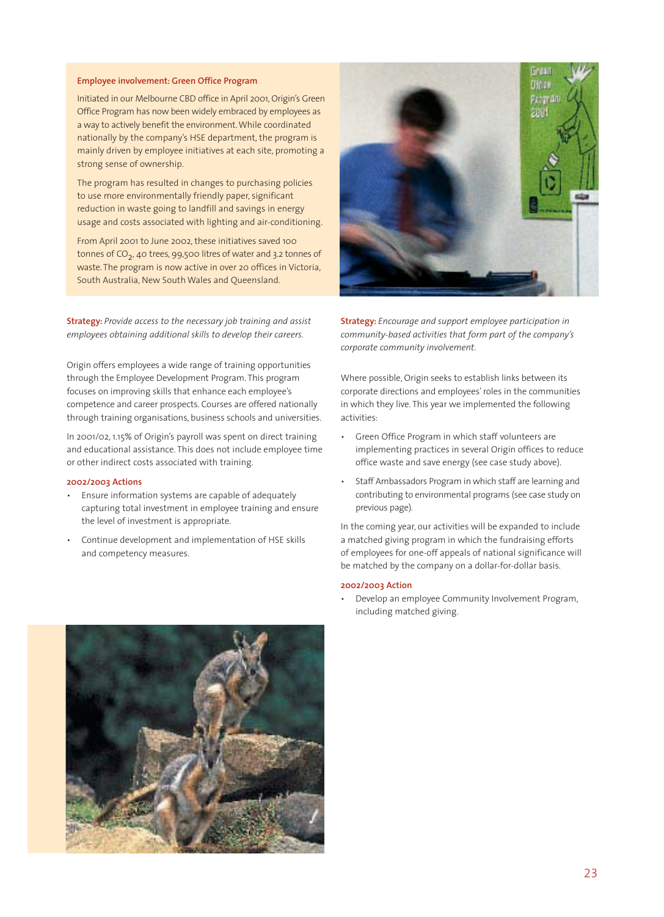### Employee involvement: Green Office Program

Initiated in our Melbourne CBD office in April 2001, Origin's Green Office Program has now been widely embraced by employees as a way to actively benefit the environment. While coordinated nationally by the company's HSE department, the program is mainly driven by employee initiatives at each site, promoting a strong sense of ownership.

The program has resulted in changes to purchasing policies to use more environmentally friendly paper, significant reduction in waste going to landfill and savings in energy usage and costs associated with lighting and air-conditioning.

From April 2001 to June 2002, these initiatives saved 100 tonnes of $CO_2$, 40 trees, 99,500 litres of water and 3.2 tonnes of waste. The program is now active in over 20 offices in Victoria, South Australia, New South Wales and Queensland.

**Strategy:** *Provide access to the necessary job training and assist employees obtaining additional skills to develop their careers.*

Origin offers employees a wide range of training opportunities through the Employee Development Program. This program focuses on improving skills that enhance each employee's competence and career prospects. Courses are offered nationally through training organisations, business schools and universities.

In 2001/02, 1.15% of Origin's payroll was spent on direct training and educational assistance. This does not include employee time or other indirect costs associated with training.

#### 2002/2003 Actions

- Ensure information systems are capable of adequately capturing total investment in employee training and ensure the level of investment is appropriate.
- Continue development and implementation of HSE skills and competency measures.

**Strategy:** *Encourage and support employee participation in community-based activities that form part of the company's corporate community involvement.*

Where possible, Origin seeks to establish links between its corporate directions and employees' roles in the communities in which they live. This year we implemented the following activities:

- Green Office Program in which staff volunteers are implementing practices in several Origin offices to reduce office waste and save energy (see case study above).
- Staff Ambassadors Program in which staff are learning and contributing to environmental programs (see case study on previous page).

In the coming year, our activities will be expanded to include a matched giving program in which the fundraising efforts of employees for one-off appeals of national significance will be matched by the company on a dollar-for-dollar basis.

#### 2002/2003 Action

- Develop an employee Community Involvement Program, including matched giving.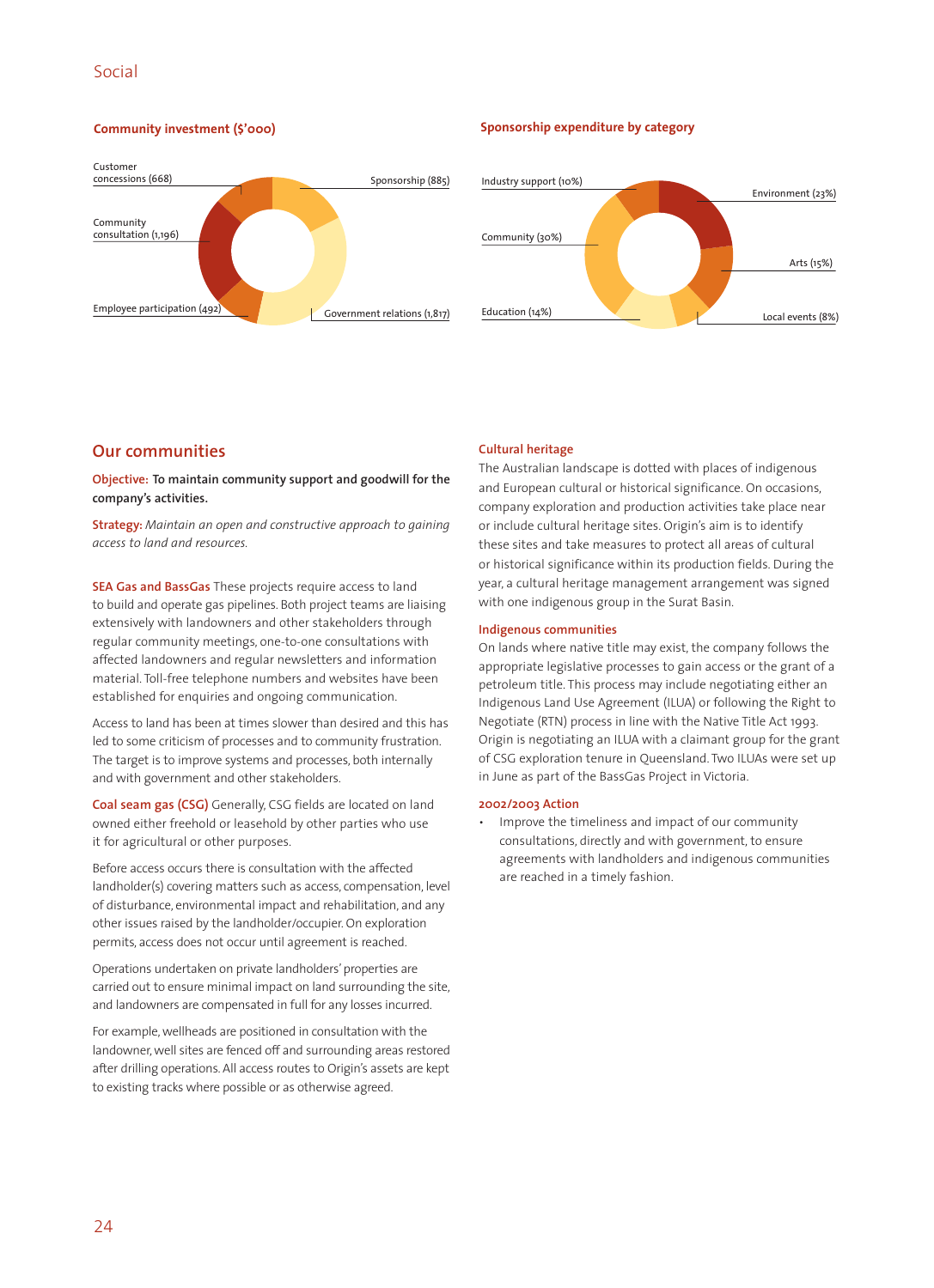## Social

**Community investment ($'000)**

Customer concessions (668)

Sponsorship (885)

Community consultation (1,196)

Employee participation (492)

Government relations (1,817)

**Sponsorship expenditure by category**

Industry support (10%)

Environment (23%)

Community (30%)

Arts (15%)

Education (14%)

Local events (8%)

## Our communities

**Objective:** **To maintain community support and goodwill for the company's activities.**

**Strategy:** *Maintain an open and constructive approach to gaining access to land and resources.*

**SEA Gas and BassGas** These projects require access to land to build and operate gas pipelines. Both project teams are liaising extensively with landowners and other stakeholders through regular community meetings, one-to-one consultations with affected landowners and regular newsletters and information material. Toll-free telephone numbers and websites have been established for enquiries and ongoing communication.

Access to land has been at times slower than desired and this has led to some criticism of processes and to community frustration. The target is to improve systems and processes, both internally and with government and other stakeholders.

**Coal seam gas (CSG)** Generally, CSG fields are located on land owned either freehold or leasehold by other parties who use it for agricultural or other purposes.

Before access occurs there is consultation with the affected landholder(s) covering matters such as access, compensation, level of disturbance, environmental impact and rehabilitation, and any other issues raised by the landholder/occupier. On exploration permits, access does not occur until agreement is reached.

Operations undertaken on private landholders' properties are carried out to ensure minimal impact on land surrounding the site, and landowners are compensated in full for any losses incurred.

For example, wellheads are positioned in consultation with the landowner, well sites are fenced off and surrounding areas restored after drilling operations. All access routes to Origin's assets are kept to existing tracks where possible or as otherwise agreed.

### Cultural heritage

The Australian landscape is dotted with places of indigenous and European cultural or historical significance. On occasions, company exploration and production activities take place near or include cultural heritage sites. Origin's aim is to identify these sites and take measures to protect all areas of cultural or historical significance within its production fields. During the year, a cultural heritage management arrangement was signed with one indigenous group in the Surat Basin.

### Indigenous communities

On lands where native title may exist, the company follows the appropriate legislative processes to gain access or the grant of a petroleum title. This process may include negotiating either an Indigenous Land Use Agreement (ILUA) or following the Right to Negotiate (RTN) process in line with the Native Title Act 1993. Origin is negotiating an ILUA with a claimant group for the grant of CSG exploration tenure in Queensland. Two ILUAs were set up in June as part of the BassGas Project in Victoria.

### 2002/2003 Action

- Improve the timeliness and impact of our community consultations, directly and with government, to ensure agreements with landholders and indigenous communities are reached in a timely fashion.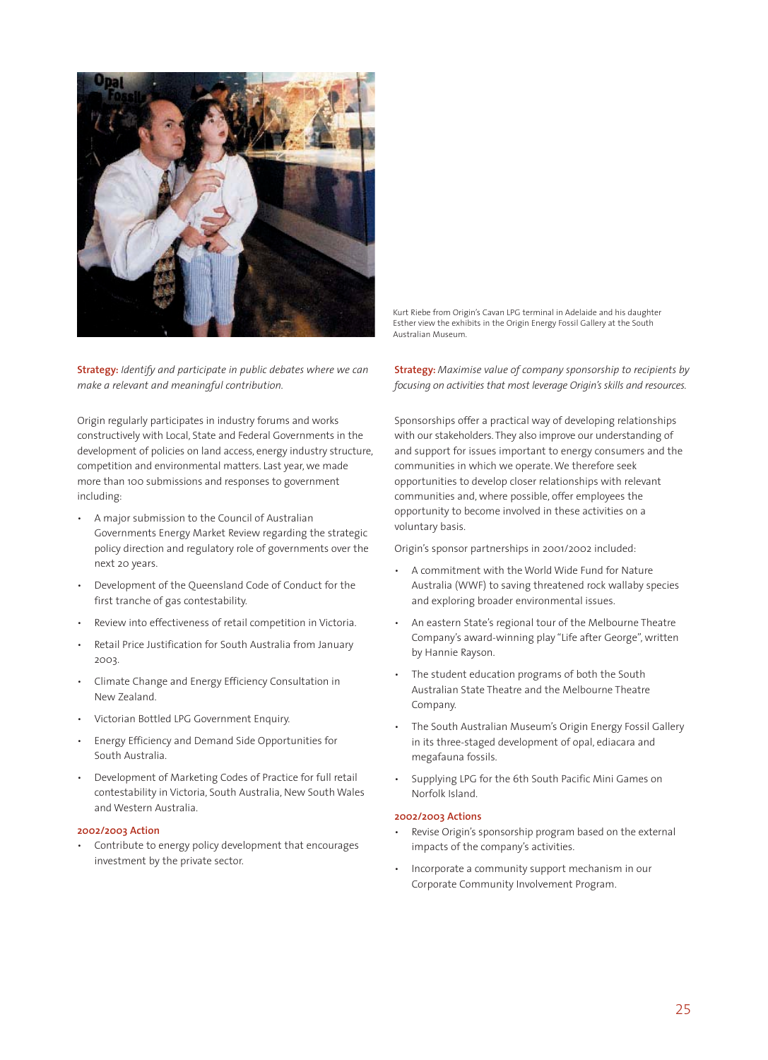Kurt Riebe from Origin's Cavan LPG terminal in Adelaide and his daughter Esther view the exhibits in the Origin Energy Fossil Gallery at the South Australian Museum.

**Strategy:** *Identify and participate in public debates where we can make a relevant and meaningful contribution.*

Origin regularly participates in industry forums and works constructively with Local, State and Federal Governments in the development of policies on land access, energy industry structure, competition and environmental matters. Last year, we made more than 100 submissions and responses to government including:

- A major submission to the Council of Australian Governments Energy Market Review regarding the strategic policy direction and regulatory role of governments over the next 20 years.
- Development of the Queensland Code of Conduct for the first tranche of gas contestability.
- Review into effectiveness of retail competition in Victoria.
- Retail Price Justification for South Australia from January 2003.
- Climate Change and Energy Efficiency Consultation in New Zealand.
- Victorian Bottled LPG Government Enquiry.
- Energy Efficiency and Demand Side Opportunities for South Australia.
- Development of Marketing Codes of Practice for full retail contestability in Victoria, South Australia, New South Wales and Western Australia.

### 2002/2003 Action

- Contribute to energy policy development that encourages investment by the private sector.

**Strategy:** *Maximise value of company sponsorship to recipients by focusing on activities that most leverage Origin's skills and resources.*

Sponsorships offer a practical way of developing relationships with our stakeholders. They also improve our understanding of and support for issues important to energy consumers and the communities in which we operate. We therefore seek opportunities to develop closer relationships with relevant communities and, where possible, offer employees the opportunity to become involved in these activities on a voluntary basis.

Origin's sponsor partnerships in 2001/2002 included:

- A commitment with the World Wide Fund for Nature Australia (WWF) to saving threatened rock wallaby species and exploring broader environmental issues.
- An eastern State's regional tour of the Melbourne Theatre Company's award-winning play "Life after George", written by Hannie Rayson.
- The student education programs of both the South Australian State Theatre and the Melbourne Theatre Company.
- The South Australian Museum's Origin Energy Fossil Gallery in its three-staged development of opal, ediacara and megafauna fossils.
- Supplying LPG for the 6th South Pacific Mini Games on Norfolk Island.

### 2002/2003 Actions

- Revise Origin's sponsorship program based on the external impacts of the company's activities.
- Incorporate a community support mechanism in our Corporate Community Involvement Program.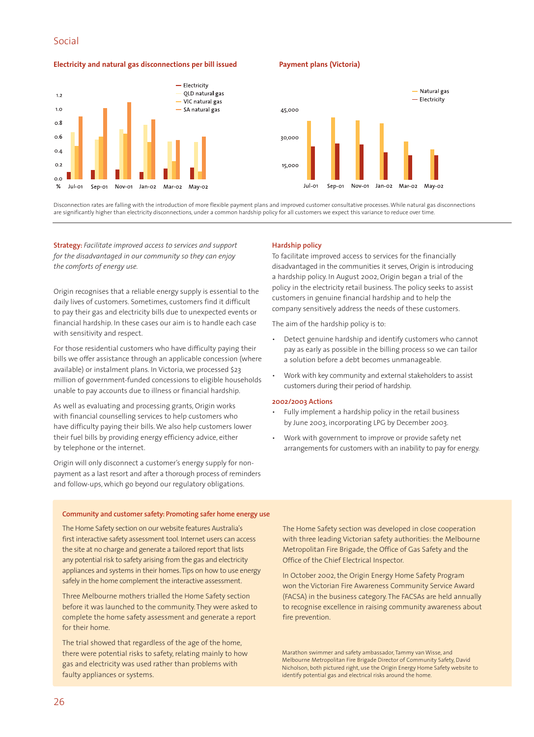# Social

### Electricity and natural gas disconnections per bill issued

Electricity
QLD natural gas
VIC natural gas
SA natural gas

1.2
1.0
0.8
0.6
0.4
0.2
0.0
%

Jul-01 Sep-01 Nov-01 Jan-02 Mar-02 May-02

### Payment plans (Victoria)

Natural gas
Electricity

45,000
30,000
15,000

Jul-01 Sep-01 Nov-01 Jan-02 Mar-02 May-02

Disconnection rates are falling with the introduction of more flexible payment plans and improved customer consultative processes. While natural gas disconnections are significantly higher than electricity disconnections, under a common hardship policy for all customers we expect this variance to reduce over time.

**Strategy:** *Facilitate improved access to services and support for the disadvantaged in our community so they can enjoy the comforts of energy use.*

Origin recognises that a reliable energy supply is essential to the daily lives of customers. Sometimes, customers find it difficult to pay their gas and electricity bills due to unexpected events or financial hardship. In these cases our aim is to handle each case with sensitivity and respect.

For those residential customers who have difficulty paying their bills we offer assistance through an applicable concession (where available) or instalment plans. In Victoria, we processed $23 million of government-funded concessions to eligible households unable to pay accounts due to illness or financial hardship.

As well as evaluating and processing grants, Origin works with financial counselling services to help customers who have difficulty paying their bills. We also help customers lower their fuel bills by providing energy efficiency advice, either by telephone or the internet.

Origin will only disconnect a customer's energy supply for non-payment as a last resort and after a thorough process of reminders and follow-ups, which go beyond our regulatory obligations.

### Hardship policy

To facilitate improved access to services for the financially disadvantaged in the communities it serves, Origin is introducing a hardship policy. In August 2002, Origin began a trial of the policy in the electricity retail business. The policy seeks to assist customers in genuine financial hardship and to help the company sensitively address the needs of these customers.

The aim of the hardship policy is to:

- Detect genuine hardship and identify customers who cannot pay as early as possible in the billing process so we can tailor a solution before a debt becomes unmanageable.
- Work with key community and external stakeholders to assist customers during their period of hardship.

### 2002/2003 Actions

- Fully implement a hardship policy in the retail business by June 2003, incorporating LPG by December 2003.
- Work with government to improve or provide safety net arrangements for customers with an inability to pay for energy.

### Community and customer safety: Promoting safer home energy use

The Home Safety section on our website features Australia's first interactive safety assessment tool. Internet users can access the site at no charge and generate a tailored report that lists any potential risk to safety arising from the gas and electricity appliances and systems in their homes. Tips on how to use energy safely in the home complement the interactive assessment.

Three Melbourne mothers trialled the Home Safety section before it was launched to the community. They were asked to complete the home safety assessment and generate a report for their home.

The trial showed that regardless of the age of the home, there were potential risks to safety, relating mainly to how gas and electricity was used rather than problems with faulty appliances or systems.

The Home Safety section was developed in close cooperation with three leading Victorian safety authorities: the Melbourne Metropolitan Fire Brigade, the Office of Gas Safety and the Office of the Chief Electrical Inspector.

In October 2002, the Origin Energy Home Safety Program won the Victorian Fire Awareness Community Service Award (FACSA) in the business category. The FACSAs are held annually to recognise excellence in raising community awareness about fire prevention.

Marathon swimmer and safety ambassador, Tammy van Wisse, and Melbourne Metropolitan Fire Brigade Director of Community Safety, David Nicholson, both pictured right, use the Origin Energy Home Safety website to identify potential gas and electrical risks around the home.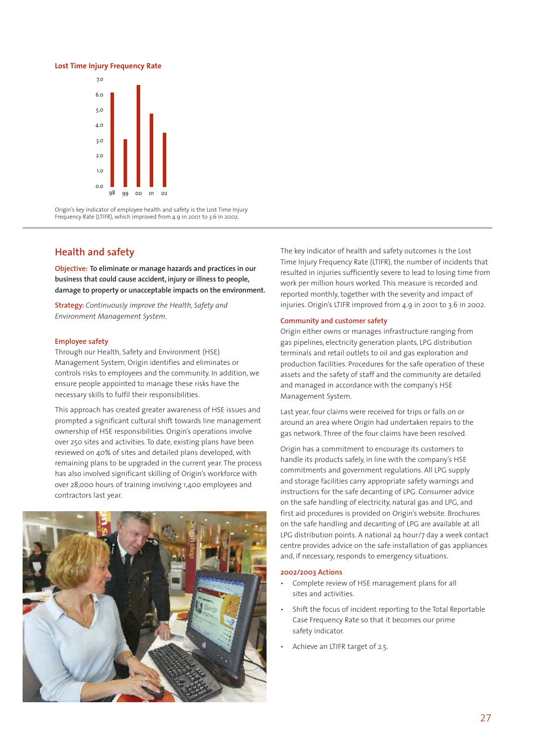**Lost Time Injury Frequency Rate**

7.0
6.0
5.0
4.0
3.0
2.0
1.0
0.0

98 99 00 01 02

Origin's key indicator of employee health and safety is the Lost Time Injury Frequency Rate (LTIFR), which improved from 4.9 in 2001 to 3.6 in 2002.

## Health and safety

**Objective: To eliminate or manage hazards and practices in our business that could cause accident, injury or illness to people, damage to property or unacceptable impacts on the environment.**

**Strategy:** *Continuously improve the Health, Safety and Environment Management System.*

### Employee safety

Through our Health, Safety and Environment (HSE) Management System, Origin identifies and eliminates or controls risks to employees and the community. In addition, we ensure people appointed to manage these risks have the necessary skills to fulfil their responsibilities.

This approach has created greater awareness of HSE issues and prompted a significant cultural shift towards line management ownership of HSE responsibilities. Origin's operations involve over 250 sites and activities. To date, existing plans have been reviewed on 40% of sites and detailed plans developed, with remaining plans to be upgraded in the current year. The process has also involved significant skilling of Origin's workforce with over 28,000 hours of training involving 1,400 employees and contractors last year.

The key indicator of health and safety outcomes is the Lost Time Injury Frequency Rate (LTIFR), the number of incidents that resulted in injuries sufficiently severe to lead to losing time from work per million hours worked. This measure is recorded and reported monthly, together with the severity and impact of injuries. Origin's LTIFR improved from 4.9 in 2001 to 3.6 in 2002.

### Community and customer safety

Origin either owns or manages infrastructure ranging from gas pipelines, electricity generation plants, LPG distribution terminals and retail outlets to oil and gas exploration and production facilities. Procedures for the safe operation of these assets and the safety of staff and the community are detailed and managed in accordance with the company's HSE Management System.

Last year, four claims were received for trips or falls on or around an area where Origin had undertaken repairs to the gas network. Three of the four claims have been resolved.

Origin has a commitment to encourage its customers to handle its products safely, in line with the company's HSE commitments and government regulations. All LPG supply and storage facilities carry appropriate safety warnings and instructions for the safe decanting of LPG. Consumer advice on the safe handling of electricity, natural gas and LPG, and first aid procedures is provided on Origin's website. Brochures on the safe handling and decanting of LPG are available at all LPG distribution points. A national 24 hour/7 day a week contact centre provides advice on the safe installation of gas appliances and, if necessary, responds to emergency situations.

### 2002/2003 Actions

- Complete review of HSE management plans for all sites and activities.
- Shift the focus of incident reporting to the Total Reportable Case Frequency Rate so that it becomes our prime safety indicator.
- Achieve an LTIFR target of 2.5.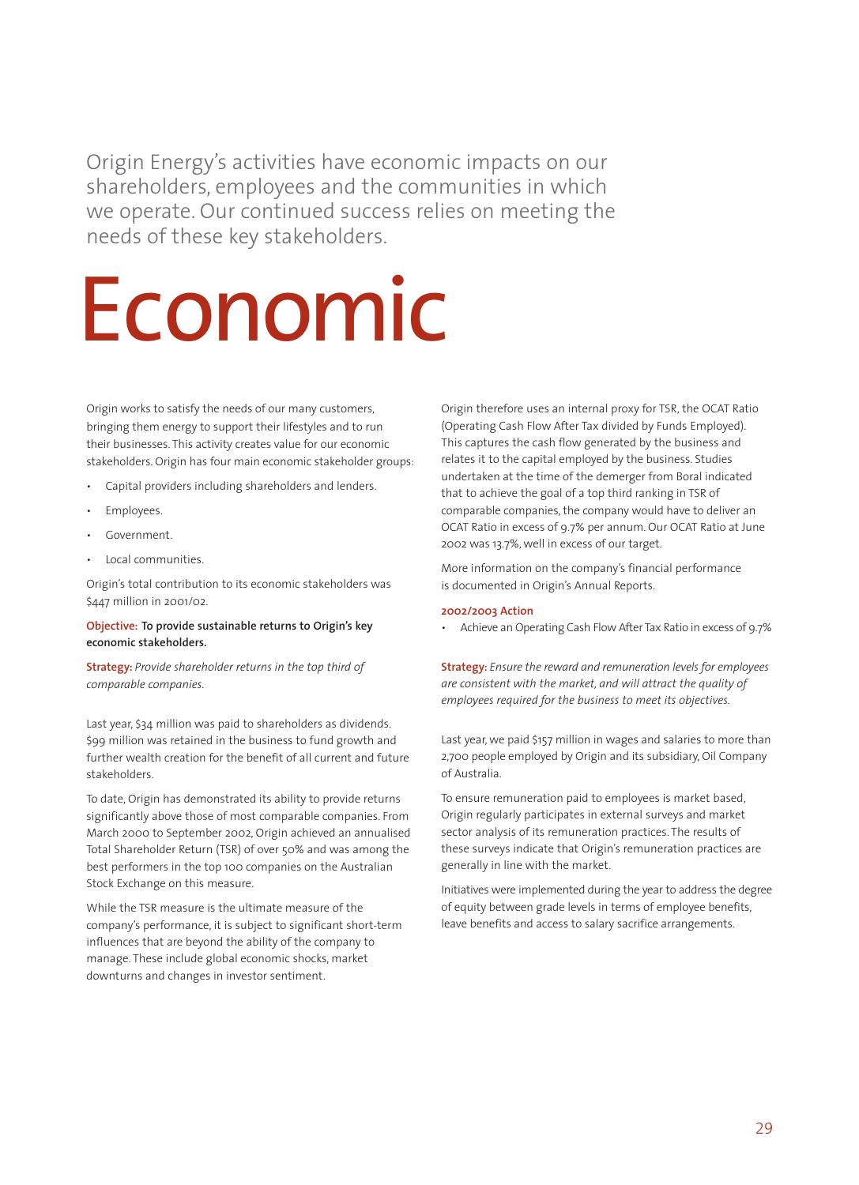Origin Energy's activities have economic impacts on our shareholders, employees and the communities in which we operate. Our continued success relies on meeting the needs of these key stakeholders.

# Economic

Origin works to satisfy the needs of our many customers, bringing them energy to support their lifestyles and to run their businesses. This activity creates value for our economic stakeholders. Origin has four main economic stakeholder groups:

- Capital providers including shareholders and lenders.
- Employees.
- Government.
- Local communities.

Origin's total contribution to its economic stakeholders was $447 million in 2001/02.

**Objective: To provide sustainable returns to Origin's key economic stakeholders.**

**Strategy:** *Provide shareholder returns in the top third of comparable companies.*

Last year, $34 million was paid to shareholders as dividends. $99 million was retained in the business to fund growth and further wealth creation for the benefit of all current and future stakeholders.

To date, Origin has demonstrated its ability to provide returns significantly above those of most comparable companies. From March 2000 to September 2002, Origin achieved an annualised Total Shareholder Return (TSR) of over 50% and was among the best performers in the top 100 companies on the Australian Stock Exchange on this measure.

While the TSR measure is the ultimate measure of the company's performance, it is subject to significant short-term influences that are beyond the ability of the company to manage. These include global economic shocks, market downturns and changes in investor sentiment.

Origin therefore uses an internal proxy for TSR, the OCAT Ratio (Operating Cash Flow After Tax divided by Funds Employed). This captures the cash flow generated by the business and relates it to the capital employed by the business. Studies undertaken at the time of the demerger from Boral indicated that to achieve the goal of a top third ranking in TSR of comparable companies, the company would have to deliver an OCAT Ratio in excess of 9.7% per annum. Our OCAT Ratio at June 2002 was 13.7%, well in excess of our target.

More information on the company's financial performance is documented in Origin's Annual Reports.

**2002/2003 Action**

- Achieve an Operating Cash Flow After Tax Ratio in excess of 9.7%

**Strategy:** *Ensure the reward and remuneration levels for employees are consistent with the market, and will attract the quality of employees required for the business to meet its objectives.*

Last year, we paid $157 million in wages and salaries to more than 2,700 people employed by Origin and its subsidiary, Oil Company of Australia.

To ensure remuneration paid to employees is market based, Origin regularly participates in external surveys and market sector analysis of its remuneration practices. The results of these surveys indicate that Origin's remuneration practices are generally in line with the market.

Initiatives were implemented during the year to address the degree of equity between grade levels in terms of employee benefits, leave benefits and access to salary sacrifice arrangements.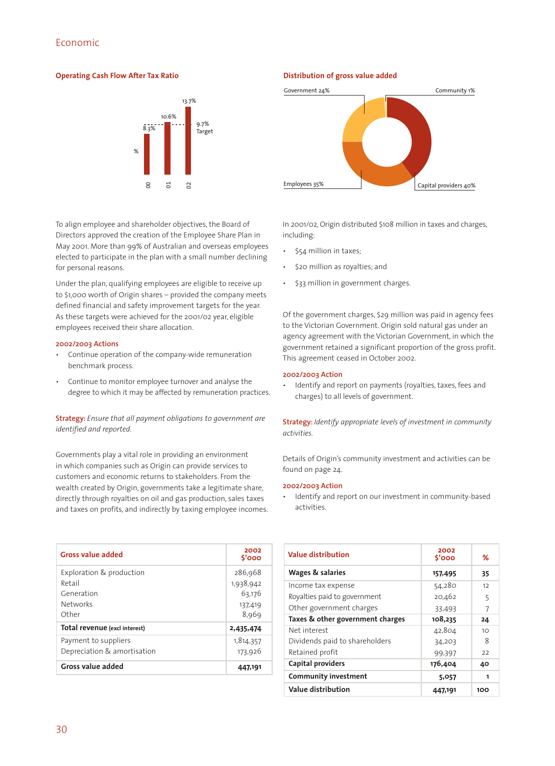## Economic

### Operating Cash Flow After Tax Ratio

13.7%
10.6%
8.3%
9.7% Target
%
00
01
02

### Distribution of gross value added

Government 24%
Community 1%
Employees 35%
Capital providers 40%

To align employee and shareholder objectives, the Board of Directors approved the creation of the Employee Share Plan in May 2001. More than 99% of Australian and overseas employees elected to participate in the plan with a small number declining for personal reasons.

Under the plan, qualifying employees are eligible to receive up to $1,000 worth of Origin shares – provided the company meets defined financial and safety improvement targets for the year. As these targets were achieved for the 2001/02 year, eligible employees received their share allocation.

#### 2002/2003 Actions

- Continue operation of the company-wide remuneration benchmark process.
- Continue to monitor employee turnover and analyse the degree to which it may be affected by remuneration practices.

**Strategy:** *Ensure that all payment obligations to government are identified and reported.*

Governments play a vital role in providing an environment in which companies such as Origin can provide services to customers and economic returns to stakeholders. From the wealth created by Origin, governments take a legitimate share, directly through royalties on oil and gas production, sales taxes and taxes on profits, and indirectly by taxing employee incomes.

In 2001/02, Origin distributed $108 million in taxes and charges, including:

- $54 million in taxes;
- $20 million as royalties; and
- $33 million in government charges.

Of the government charges, $29 million was paid in agency fees to the Victorian Government. Origin sold natural gas under an agency agreement with the Victorian Government, in which the government retained a significant proportion of the gross profit. This agreement ceased in October 2002.

#### 2002/2003 Action

- Identify and report on payments (royalties, taxes, fees and charges) to all levels of government.

**Strategy:** *Identify appropriate levels of investment in community activities.*

Details of Origin's community investment and activities can be found on page 24.

#### 2002/2003 Action

- Identify and report on our investment in community-based activities.

| Gross value added | 2002 $'000 |
|---|---|
| Exploration & production | 286,968 |
| Retail | 1,938,942 |
| Generation | 63,176 |
| Networks | 137,419 |
| Other | 8,969 |
| **Total revenue** (excl interest) | **2,435,474** |
| Payment to suppliers | 1,814,357 |
| Depreciation & amortisation | 173,926 |
| **Gross value added** | **447,191** |

| Value distribution | 2002 $'000 | % |
|---|---|---|
| **Wages & salaries** | **157,495** | **35** |
| Income tax expense | 54,280 | 12 |
| Royalties paid to government | 20,462 | 5 |
| Other government charges | 33,493 | 7 |
| **Taxes & other government charges** | **108,235** | **24** |
| Net interest | 42,804 | 10 |
| Dividends paid to shareholders | 34,203 | 8 |
| Retained profit | 99,397 | 22 |
| **Capital providers** | **176,404** | **40** |
| **Community investment** | **5,057** | **1** |
| **Value distribution** | **447,191** | **100** |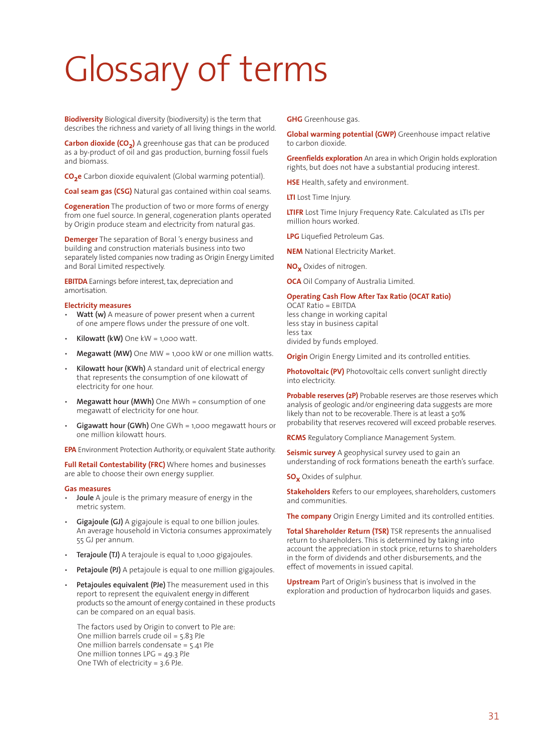# Glossary of terms

**Biodiversity** Biological diversity (biodiversity) is the term that describes the richness and variety of all living things in the world.

**Carbon dioxide ($CO_2$)** A greenhouse gas that can be produced as a by-product of oil and gas production, burning fossil fuels and biomass.

**$CO_2e$** Carbon dioxide equivalent (Global warming potential).

**Coal seam gas (CSG)** Natural gas contained within coal seams.

**Cogeneration** The production of two or more forms of energy from one fuel source. In general, cogeneration plants operated by Origin produce steam and electricity from natural gas.

**Demerger** The separation of Boral 's energy business and building and construction materials business into two separately listed companies now trading as Origin Energy Limited and Boral Limited respectively.

**EBITDA** Earnings before interest, tax, depreciation and amortisation.

**Electricity measures**

- **Watt (w)** A measure of power present when a current of one ampere flows under the pressure of one volt.
- **Kilowatt (kW)** One kW = 1,000 watt.
- **Megawatt (MW)** One MW = 1,000 kW or one million watts.
- **Kilowatt hour (KWh)** A standard unit of electrical energy that represents the consumption of one kilowatt of electricity for one hour.
- **Megawatt hour (MWh)** One MWh = consumption of one megawatt of electricity for one hour.
- **Gigawatt hour (GWh)** One GWh = 1,000 megawatt hours or one million kilowatt hours.

**EPA** Environment Protection Authority, or equivalent State authority.

**Full Retail Contestability (FRC)** Where homes and businesses are able to choose their own energy supplier.

**Gas measures**

- **Joule** A joule is the primary measure of energy in the metric system.
- **Gigajoule (GJ)** A gigajoule is equal to one billion joules. An average household in Victoria consumes approximately 55 GJ per annum.
- **Terajoule (TJ)** A terajoule is equal to 1,000 gigajoules.
- **Petajoule (PJ)** A petajoule is equal to one million gigajoules.
- **Petajoules equivalent (PJe)** The measurement used in this report to represent the equivalent energy in different products so the amount of energy contained in these products can be compared on an equal basis.

  The factors used by Origin to convert to PJe are:
  One million barrels crude oil = 5.83 PJe
  One million barrels condensate = 5.41 PJe
  One million tonnes LPG = 49.3 PJe
  One TWh of electricity = 3.6 PJe.

**GHG** Greenhouse gas.

**Global warming potential (GWP)** Greenhouse impact relative to carbon dioxide.

**Greenfields exploration** An area in which Origin holds exploration rights, but does not have a substantial producing interest.

**HSE** Health, safety and environment.

**LTI** Lost Time Injury.

**LTIFR** Lost Time Injury Frequency Rate. Calculated as LTIs per million hours worked.

**LPG** Liquefied Petroleum Gas.

**NEM** National Electricity Market.

**$NO_x$** Oxides of nitrogen.

**OCA** Oil Company of Australia Limited.

**Operating Cash Flow After Tax Ratio (OCAT Ratio)**
OCAT Ratio = EBITDA
less change in working capital
less stay in business capital
less tax
divided by funds employed.

**Origin** Origin Energy Limited and its controlled entities.

**Photovoltaic (PV)** Photovoltaic cells convert sunlight directly into electricity.

**Probable reserves (2P)** Probable reserves are those reserves which analysis of geologic and/or engineering data suggests are more likely than not to be recoverable. There is at least a 50% probability that reserves recovered will exceed probable reserves.

**RCMS** Regulatory Compliance Management System.

**Seismic survey** A geophysical survey used to gain an understanding of rock formations beneath the earth's surface.

**$SO_x$** Oxides of sulphur.

**Stakeholders** Refers to our employees, shareholders, customers and communities.

**The company** Origin Energy Limited and its controlled entities.

**Total Shareholder Return (TSR)** TSR represents the annualised return to shareholders. This is determined by taking into account the appreciation in stock price, returns to shareholders in the form of dividends and other disbursements, and the effect of movements in issued capital.

**Upstream** Part of Origin's business that is involved in the exploration and production of hydrocarbon liquids and gases.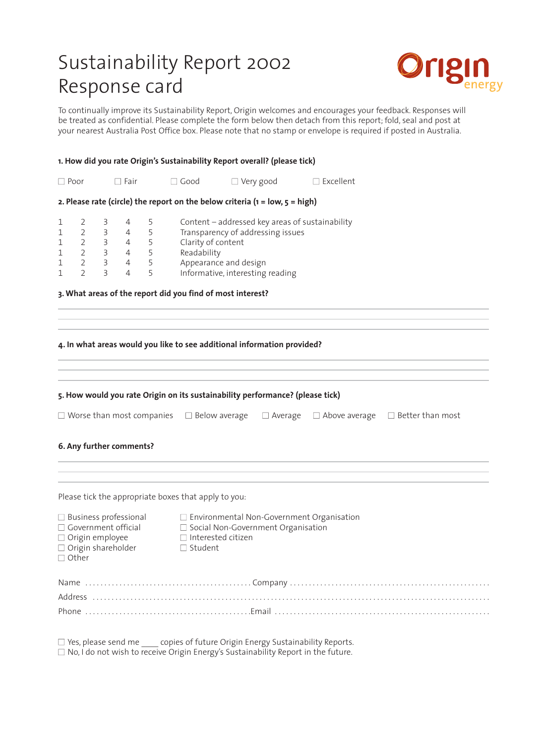# Sustainability Report 2002 Response card

Origin energy

To continually improve its Sustainability Report, Origin welcomes and encourages your feedback. Responses will be treated as confidential. Please complete the form below then detach from this report; fold, seal and post at your nearest Australia Post Office box. Please note that no stamp or envelope is required if posted in Australia.

**1. How did you rate Origin's Sustainability Report overall? (please tick)**

☐ Poor ☐ Fair ☐ Good ☐ Very good ☐ Excellent

**2. Please rate (circle) the report on the below criteria (1 = low, 5 = high)**

| | | | | | |
|---|---|---|---|---|---|
| 1 | 2 | 3 | 4 | 5 | Content – addressed key areas of sustainability |
| 1 | 2 | 3 | 4 | 5 | Transparency of addressing issues |
| 1 | 2 | 3 | 4 | 5 | Clarity of content |
| 1 | 2 | 3 | 4 | 5 | Readability |
| 1 | 2 | 3 | 4 | 5 | Appearance and design |
| 1 | 2 | 3 | 4 | 5 | Informative, interesting reading |

**3. What areas of the report did you find of most interest?**

**4. In what areas would you like to see additional information provided?**

**5. How would you rate Origin on its sustainability performance? (please tick)**

☐ Worse than most companies ☐ Below average ☐ Average ☐ Above average ☐ Better than most

**6. Any further comments?**

Please tick the appropriate boxes that apply to you:

☐ Business professional
☐ Government official
☐ Origin employee
☐ Origin shareholder
☐ Other
☐ Environmental Non-Government Organisation
☐ Social Non-Government Organisation
☐ Interested citizen
☐ Student

Name .......................................... Company ..........................................

Address ..........................................

Phone .......................................... Email ..........................................

☐ Yes, please send me ____ copies of future Origin Energy Sustainability Reports.
☐ No, I do not wish to receive Origin Energy's Sustainability Report in the future.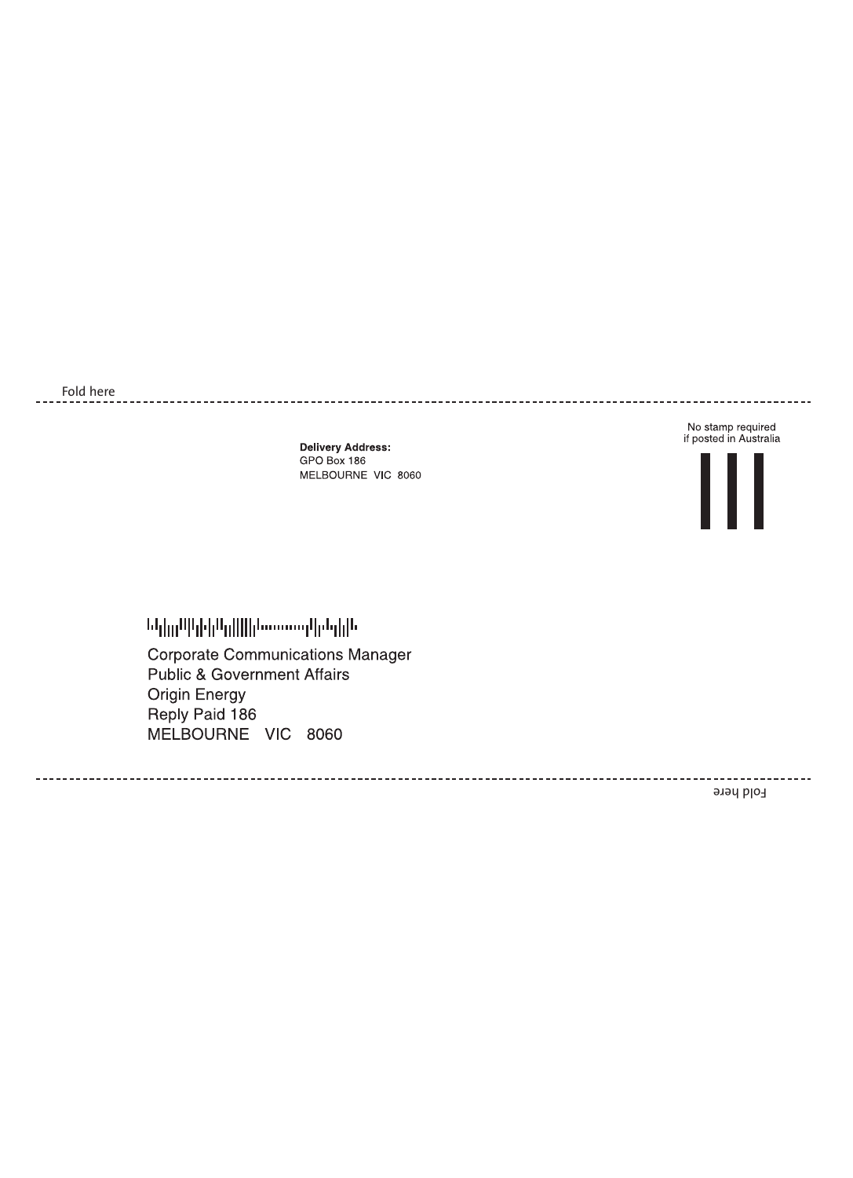Fold here

**Delivery Address:**
GPO Box 186
MELBOURNE VIC 8060

No stamp required
if posted in Australia

Corporate Communications Manager
Public & Government Affairs
Origin Energy
Reply Paid 186
MELBOURNE VIC 8060

Fold here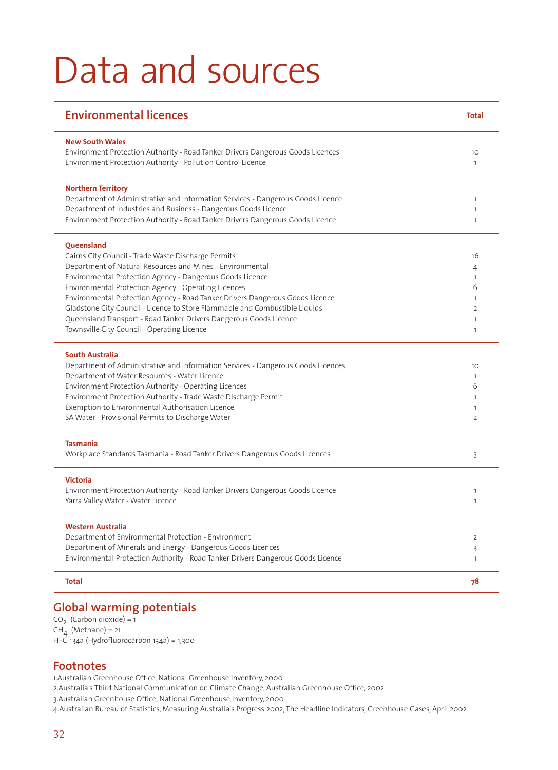# Data and sources

| Environmental licences | Total |
|---|---|
| **New South Wales** | |
| Environment Protection Authority - Road Tanker Drivers Dangerous Goods Licences | 10 |
| Environment Protection Authority - Pollution Control Licence | 1 |
| **Northern Territory** | |
| Department of Administrative and Information Services - Dangerous Goods Licence | 1 |
| Department of Industries and Business - Dangerous Goods Licence | 1 |
| Environment Protection Authority - Road Tanker Drivers Dangerous Goods Licence | 1 |
| **Queensland** | |
| Cairns City Council - Trade Waste Discharge Permits | 16 |
| Department of Natural Resources and Mines - Environmental | 4 |
| Environmental Protection Agency - Dangerous Goods Licence | 1 |
| Environmental Protection Agency - Operating Licences | 6 |
| Environmental Protection Agency - Road Tanker Drivers Dangerous Goods Licence | 1 |
| Gladstone City Council - Licence to Store Flammable and Combustible Liquids | 2 |
| Queensland Transport - Road Tanker Drivers Dangerous Goods Licence | 1 |
| Townsville City Council - Operating Licence | 1 |
| **South Australia** | |
| Department of Administrative and Information Services - Dangerous Goods Licences | 10 |
| Department of Water Resources - Water Licence | 1 |
| Environment Protection Authority - Operating Licences | 6 |
| Environment Protection Authority - Trade Waste Discharge Permit | 1 |
| Exemption to Environmental Authorisation Licence | 1 |
| SA Water - Provisional Permits to Discharge Water | 2 |
| **Tasmania** | |
| Workplace Standards Tasmania - Road Tanker Drivers Dangerous Goods Licences | 3 |
| **Victoria** | |
| Environment Protection Authority - Road Tanker Drivers Dangerous Goods Licence | 1 |
| Yarra Valley Water - Water Licence | 1 |
| **Western Australia** | |
| Department of Environmental Protection - Environment | 2 |
| Department of Minerals and Energy - Dangerous Goods Licences | 3 |
| Environmental Protection Authority - Road Tanker Drivers Dangerous Goods Licence | 1 |
| **Total** | **78** |

## Global warming potentials

$CO_2$ (Carbon dioxide) = 1
$CH_4$ (Methane) = 21
HFC-134a (Hydrofluorocarbon 134a) = 1,300

## Footnotes

1. Australian Greenhouse Office, National Greenhouse Inventory, 2000
2. Australia's Third National Communication on Climate Change, Australian Greenhouse Office, 2002
3. Australian Greenhouse Office, National Greenhouse Inventory, 2000
4. Australian Bureau of Statistics, Measuring Australia's Progress 2002, The Headline Indicators, Greenhouse Gases, April 2002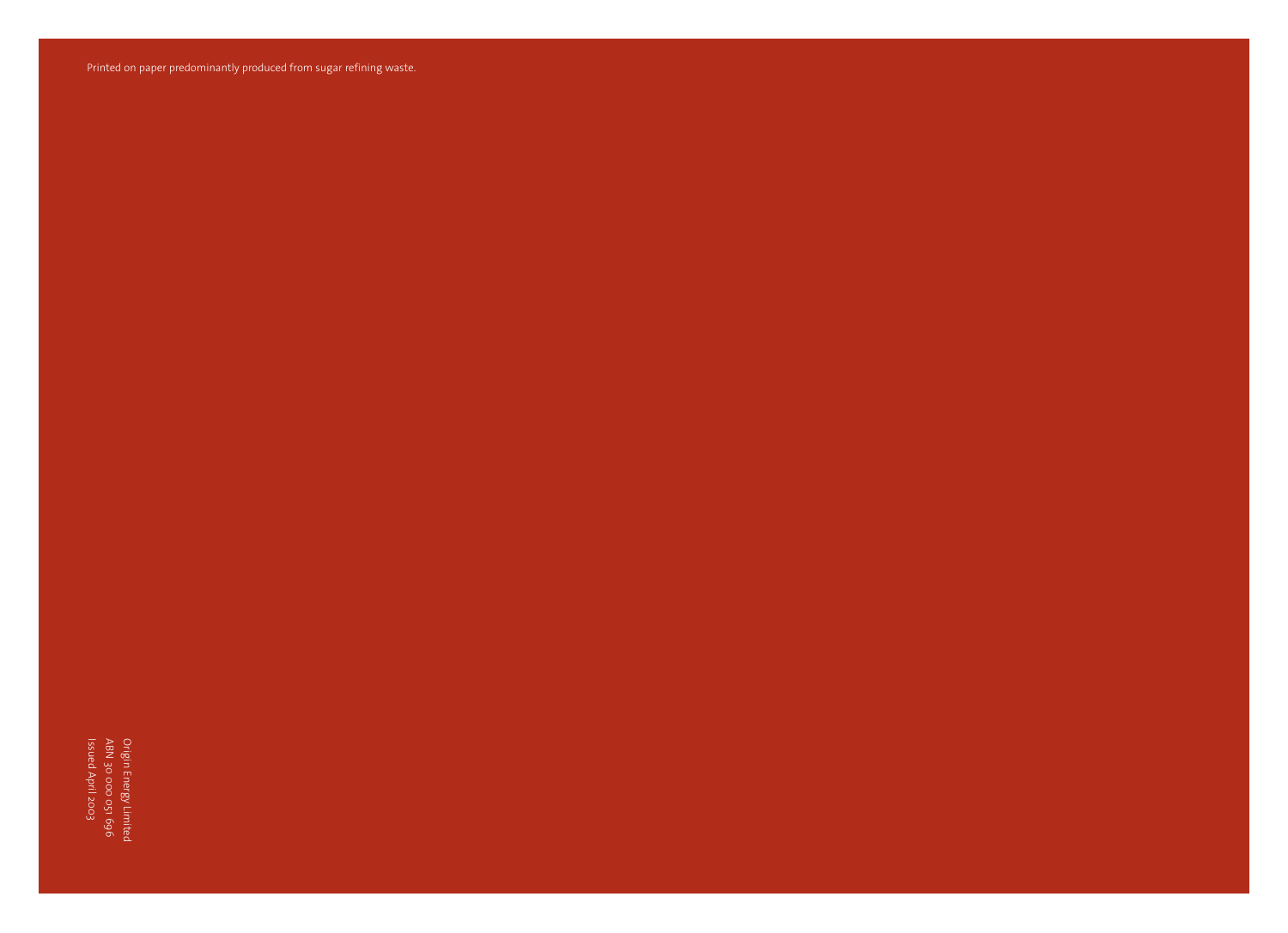Printed on paper predominantly produced from sugar refining waste.

Origin Energy Limited
ABN 30 000 051 696
Issued April 2003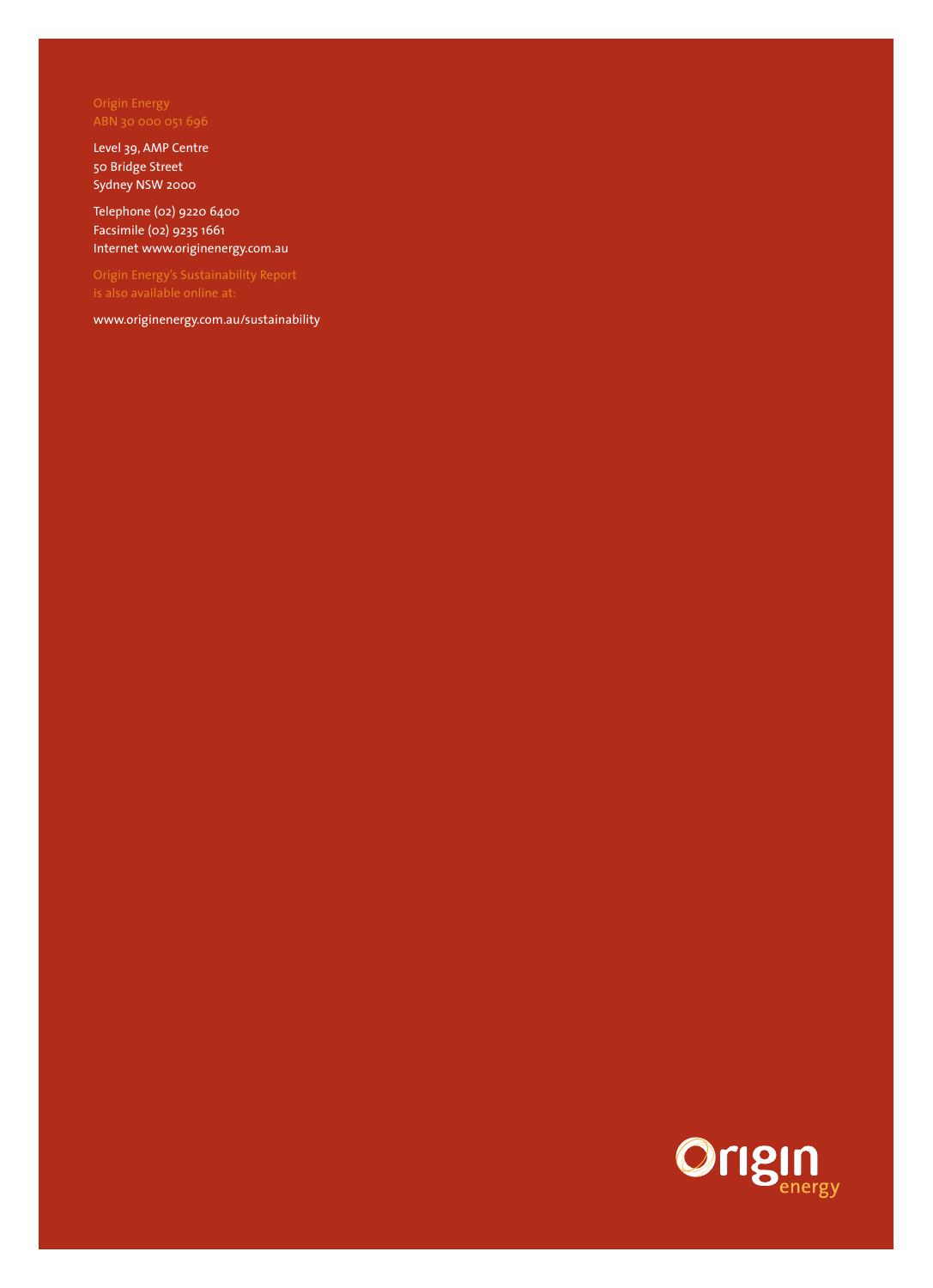Origin Energy
ABN 30 000 051 696

Level 39, AMP Centre
50 Bridge Street
Sydney NSW 2000

Telephone (02) 9220 6400
Facsimile (02) 9235 1661
Internet www.originenergy.com.au

Origin Energy's Sustainability Report
is also available online at:

www.originenergy.com.au/sustainability

Origin energy